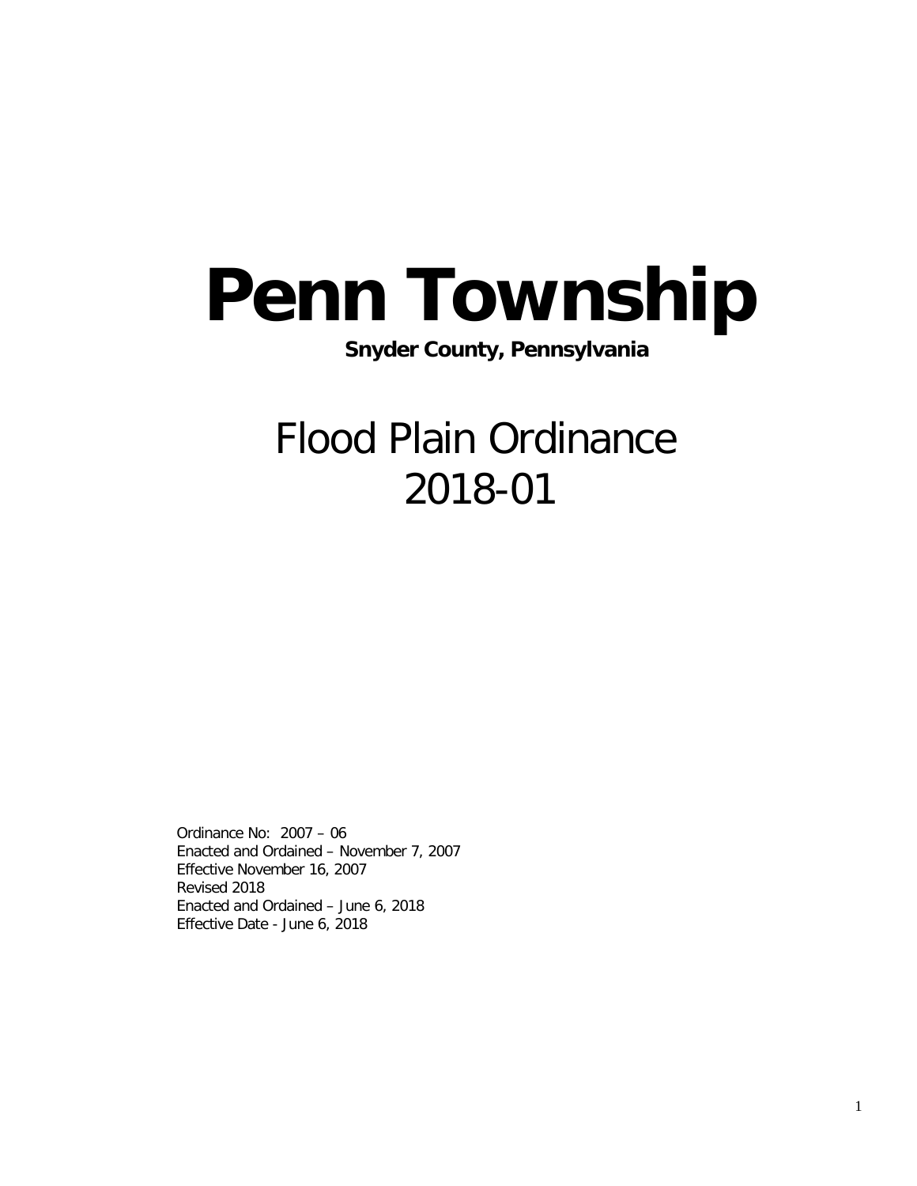# Penn Township

**Snyder County, Pennsylvania**

## Flood Plain Ordinance 2018-01

Ordinance No: 2007 – 06
Enacted and Ordained – November 7, 2007
Effective November 16, 2007
Revised 2018
Enacted and Ordained – June 6, 2018
Effective Date - June 6, 2018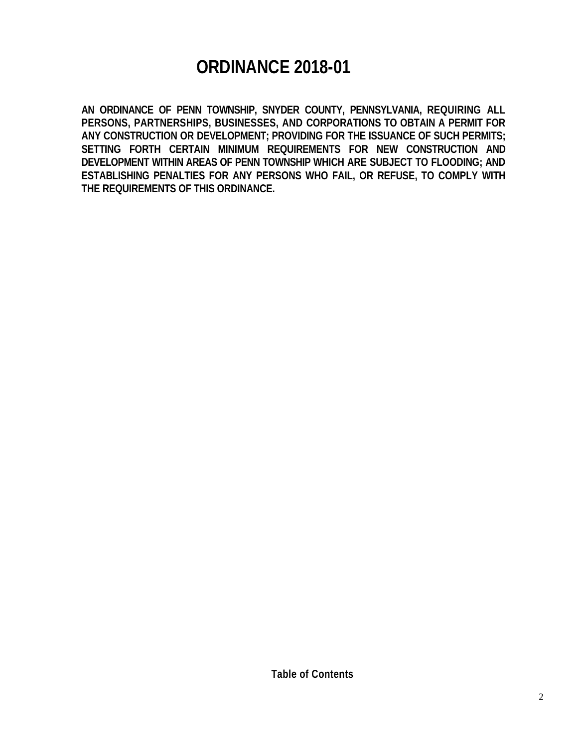# ORDINANCE 2018-01

**AN ORDINANCE OF PENN TOWNSHIP, SNYDER COUNTY, PENNSYLVANIA, REQUIRING ALL PERSONS, PARTNERSHIPS, BUSINESSES, AND CORPORATIONS TO OBTAIN A PERMIT FOR ANY CONSTRUCTION OR DEVELOPMENT; PROVIDING FOR THE ISSUANCE OF SUCH PERMITS; SETTING FORTH CERTAIN MINIMUM REQUIREMENTS FOR NEW CONSTRUCTION AND DEVELOPMENT WITHIN AREAS OF PENN TOWNSHIP WHICH ARE SUBJECT TO FLOODING; AND ESTABLISHING PENALTIES FOR ANY PERSONS WHO FAIL, OR REFUSE, TO COMPLY WITH THE REQUIREMENTS OF THIS ORDINANCE.**

**Table of Contents**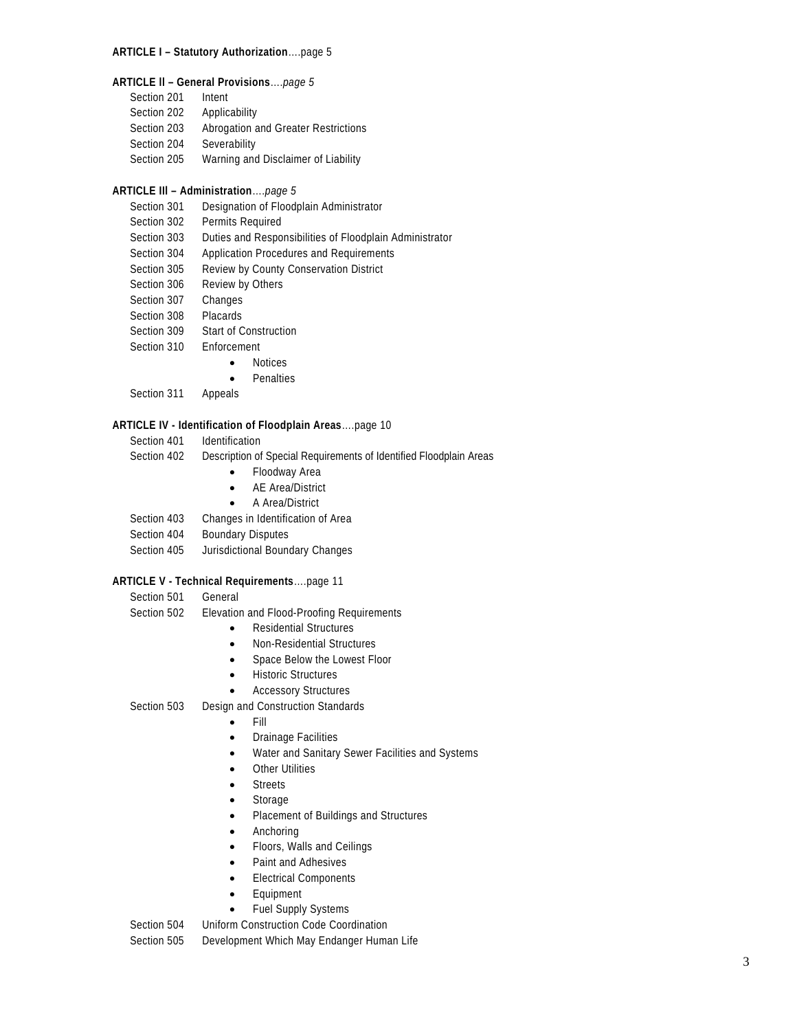**ARTICLE I – Statutory Authorization**….page 5

**ARTICLE II – General Provisions**….*page 5*

- Section 201 Intent
- Section 202 Applicability
- Section 203 Abrogation and Greater Restrictions
- Section 204 Severability
- Section 205 Warning and Disclaimer of Liability

**ARTICLE III – Administration**….*page 5*

- Section 301 Designation of Floodplain Administrator
- Section 302 Permits Required
- Section 303 Duties and Responsibilities of Floodplain Administrator
- Section 304 Application Procedures and Requirements
- Section 305 Review by County Conservation District
- Section 306 Review by Others
- Section 307 Changes
- Section 308 Placards
- Section 309 Start of Construction
- Section 310 Enforcement
    - Notices
    - Penalties
- Section 311 Appeals

**ARTICLE IV - Identification of Floodplain Areas**….page 10

- Section 401 Identification
- Section 402 Description of Special Requirements of Identified Floodplain Areas
    - Floodway Area
    - AE Area/District
    - A Area/District
- Section 403 Changes in Identification of Area
- Section 404 Boundary Disputes
- Section 405 Jurisdictional Boundary Changes

**ARTICLE V - Technical Requirements**….page 11

- Section 501 General
- Section 502 Elevation and Flood-Proofing Requirements
    - Residential Structures
    - Non-Residential Structures
    - Space Below the Lowest Floor
    - Historic Structures
    - Accessory Structures
- Section 503 Design and Construction Standards
    - Fill
    - Drainage Facilities
    - Water and Sanitary Sewer Facilities and Systems
    - Other Utilities
    - Streets
    - Storage
    - Placement of Buildings and Structures
    - Anchoring
    - Floors, Walls and Ceilings
    - Paint and Adhesives
    - Electrical Components
    - Equipment
    - Fuel Supply Systems
- Section 504 Uniform Construction Code Coordination
- Section 505 Development Which May Endanger Human Life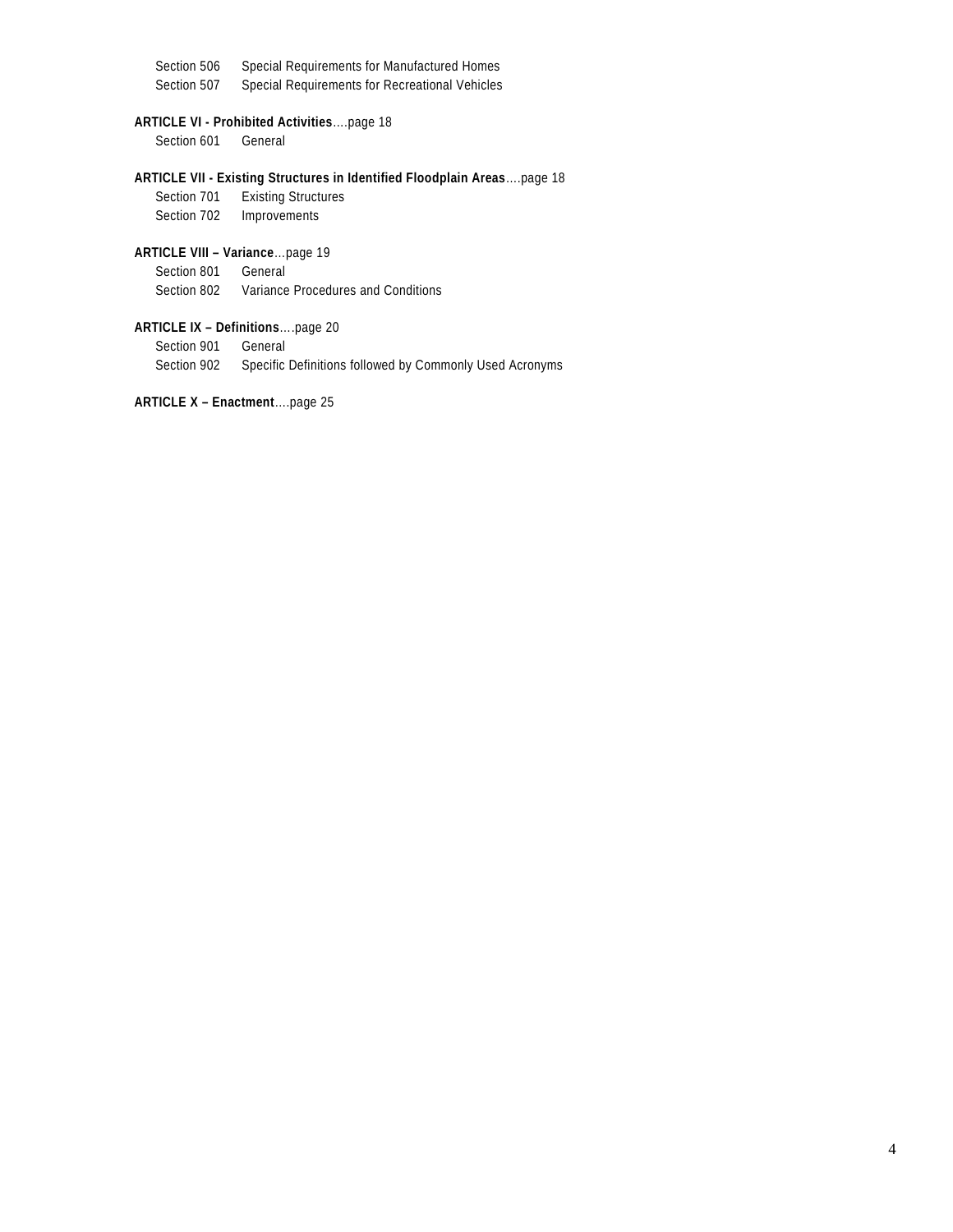Section 506 Special Requirements for Manufactured Homes
Section 507 Special Requirements for Recreational Vehicles

**ARTICLE VI - Prohibited Activities**….page 18
Section 601 General

**ARTICLE VII - Existing Structures in Identified Floodplain Areas**….page 18
Section 701 Existing Structures
Section 702 Improvements

**ARTICLE VIII – Variance**…page 19
Section 801 General
Section 802 Variance Procedures and Conditions

**ARTICLE IX – Definitions**….page 20
Section 901 General
Section 902 Specific Definitions followed by Commonly Used Acronyms

**ARTICLE X – Enactment**….page 25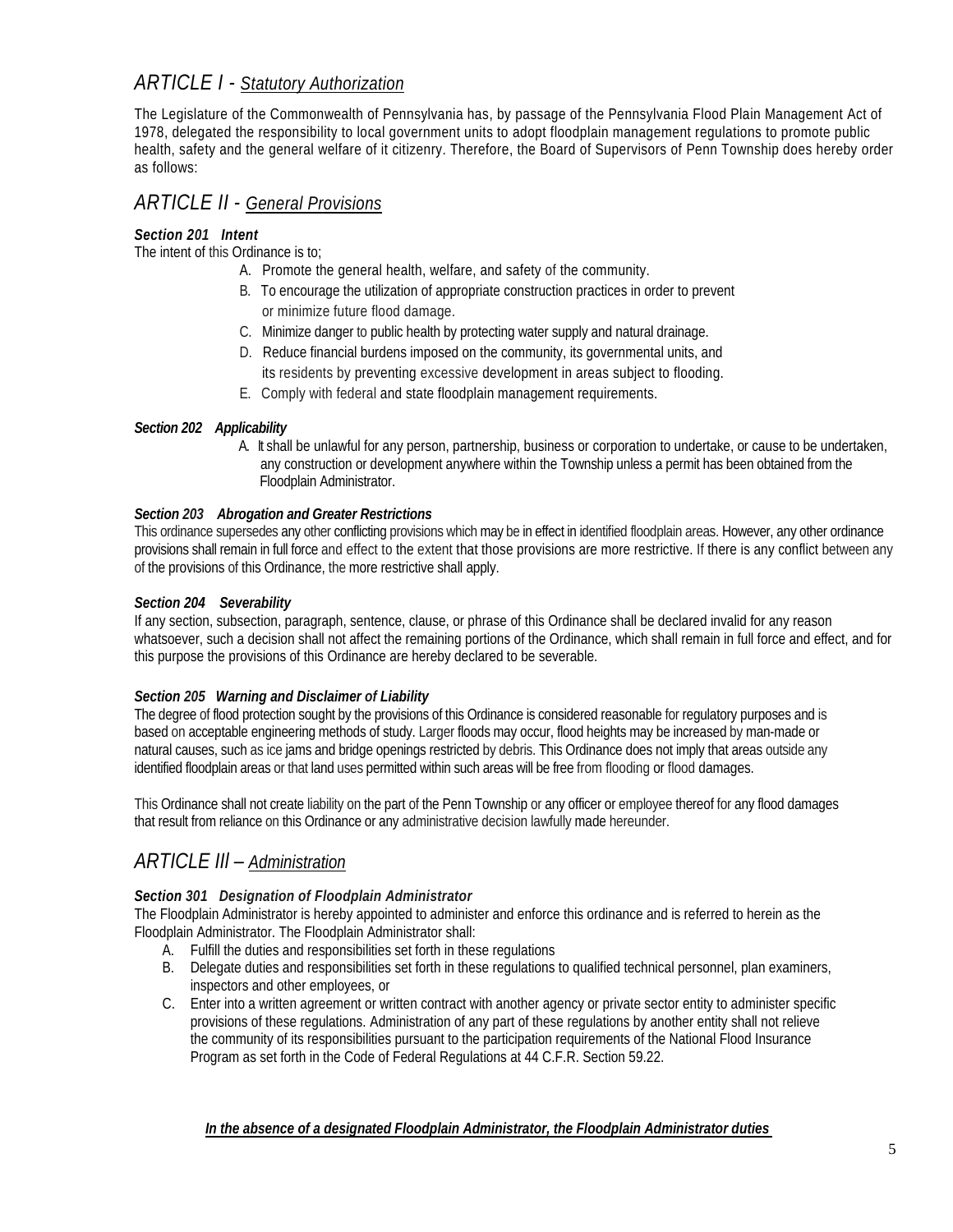## *ARTICLE I - Statutory Authorization*

The Legislature of the Commonwealth of Pennsylvania has, by passage of the Pennsylvania Flood Plain Management Act of 1978, delegated the responsibility to local government units to adopt floodplain management regulations to promote public health, safety and the general welfare of it citizenry. Therefore, the Board of Supervisors of Penn Township does hereby order as follows:

## *ARTICLE II - General Provisions*

***Section 201 Intent***

The intent of this Ordinance is to;

A. Promote the general health, welfare, and safety of the community.
B. To encourage the utilization of appropriate construction practices in order to prevent or minimize future flood damage.
C. Minimize danger to public health by protecting water supply and natural drainage.
D. Reduce financial burdens imposed on the community, its governmental units, and its residents by preventing excessive development in areas subject to flooding.
E. Comply with federal and state floodplain management requirements.

***Section 202 Applicability***

A. It shall be unlawful for any person, partnership, business or corporation to undertake, or cause to be undertaken, any construction or development anywhere within the Township unless a permit has been obtained from the Floodplain Administrator.

***Section 203 Abrogation and Greater Restrictions***

This ordinance supersedes any other conflicting provisions which may be in effect in identified floodplain areas. However, any other ordinance provisions shall remain in full force and effect to the extent that those provisions are more restrictive. If there is any conflict between any of the provisions of this Ordinance, the more restrictive shall apply.

***Section 204 Severability***

If any section, subsection, paragraph, sentence, clause, or phrase of this Ordinance shall be declared invalid for any reason whatsoever, such a decision shall not affect the remaining portions of the Ordinance, which shall remain in full force and effect, and for this purpose the provisions of this Ordinance are hereby declared to be severable.

***Section 205 Warning and Disclaimer of Liability***

The degree of flood protection sought by the provisions of this Ordinance is considered reasonable for regulatory purposes and is based on acceptable engineering methods of study. Larger floods may occur, flood heights may be increased by man-made or natural causes, such as ice jams and bridge openings restricted by debris. This Ordinance does not imply that areas outside any identified floodplain areas or that land uses permitted within such areas will be free from flooding or flood damages.

This Ordinance shall not create liability on the part of the Penn Township or any officer or employee thereof for any flood damages that result from reliance on this Ordinance or any administrative decision lawfully made hereunder.

## *ARTICLE III – Administration*

***Section 301 Designation of Floodplain Administrator***

The Floodplain Administrator is hereby appointed to administer and enforce this ordinance and is referred to herein as the Floodplain Administrator. The Floodplain Administrator shall:

A. Fulfill the duties and responsibilities set forth in these regulations
B. Delegate duties and responsibilities set forth in these regulations to qualified technical personnel, plan examiners, inspectors and other employees, or
C. Enter into a written agreement or written contract with another agency or private sector entity to administer specific provisions of these regulations. Administration of any part of these regulations by another entity shall not relieve the community of its responsibilities pursuant to the participation requirements of the National Flood Insurance Program as set forth in the Code of Federal Regulations at 44 C.F.R. Section 59.22.

***In the absence of a designated Floodplain Administrator, the Floodplain Administrator duties***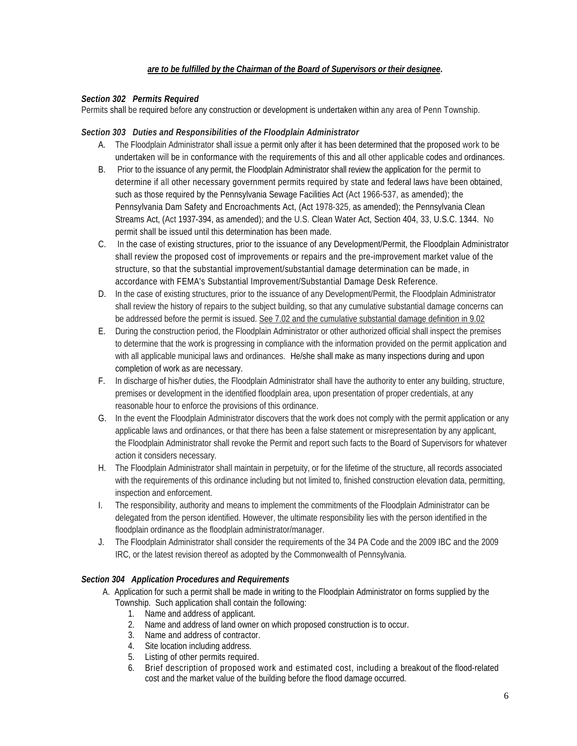***are to be fulfilled by the Chairman of the Board of Supervisors or their designee*.**

***Section 302 Permits Required***

Permits shall be required before any construction or development is undertaken within any area of Penn Township.

***Section 303 Duties and Responsibilities of the Floodplain Administrator***

A. The Floodplain Administrator shall issue a permit only after it has been determined that the proposed work to be undertaken will be in conformance with the requirements of this and all other applicable codes and ordinances.

B. Prior to the issuance of any permit, the Floodplain Administrator shall review the application for the permit to determine if all other necessary government permits required by state and federal laws have been obtained, such as those required by the Pennsylvania Sewage Facilities Act (Act 1966-537, as amended); the Pennsylvania Dam Safety and Encroachments Act, (Act 1978-325, as amended); the Pennsylvania Clean Streams Act, (Act 1937-394, as amended); and the U.S. Clean Water Act, Section 404, 33, U.S.C. 1344. No permit shall be issued until this determination has been made.

C. In the case of existing structures, prior to the issuance of any Development/Permit, the Floodplain Administrator shall review the proposed cost of improvements or repairs and the pre-improvement market value of the structure, so that the substantial improvement/substantial damage determination can be made, in accordance with FEMA's Substantial Improvement/Substantial Damage Desk Reference.

D. In the case of existing structures, prior to the issuance of any Development/Permit, the Floodplain Administrator shall review the history of repairs to the subject building, so that any cumulative substantial damage concerns can be addressed before the permit is issued. <u>See 7.02 and the cumulative substantial damage definition in 9.02</u>

E. During the construction period, the Floodplain Administrator or other authorized official shall inspect the premises to determine that the work is progressing in compliance with the information provided on the permit application and with all applicable municipal laws and ordinances. He/she shall make as many inspections during and upon completion of work as are necessary.

F. In discharge of his/her duties, the Floodplain Administrator shall have the authority to enter any building, structure, premises or development in the identified floodplain area, upon presentation of proper credentials, at any reasonable hour to enforce the provisions of this ordinance.

G. In the event the Floodplain Administrator discovers that the work does not comply with the permit application or any applicable laws and ordinances, or that there has been a false statement or misrepresentation by any applicant, the Floodplain Administrator shall revoke the Permit and report such facts to the Board of Supervisors for whatever action it considers necessary.

H. The Floodplain Administrator shall maintain in perpetuity, or for the lifetime of the structure, all records associated with the requirements of this ordinance including but not limited to, finished construction elevation data, permitting, inspection and enforcement.

I. The responsibility, authority and means to implement the commitments of the Floodplain Administrator can be delegated from the person identified. However, the ultimate responsibility lies with the person identified in the floodplain ordinance as the floodplain administrator/manager.

J. The Floodplain Administrator shall consider the requirements of the 34 PA Code and the 2009 IBC and the 2009 IRC, or the latest revision thereof as adopted by the Commonwealth of Pennsylvania.

***Section 304 Application Procedures and Requirements***

A. Application for such a permit shall be made in writing to the Floodplain Administrator on forms supplied by the Township. Such application shall contain the following:

1. Name and address of applicant.
2. Name and address of land owner on which proposed construction is to occur.
3. Name and address of contractor.
4. Site location including address.
5. Listing of other permits required.
6. Brief description of proposed work and estimated cost, including a breakout of the flood-related cost and the market value of the building before the flood damage occurred.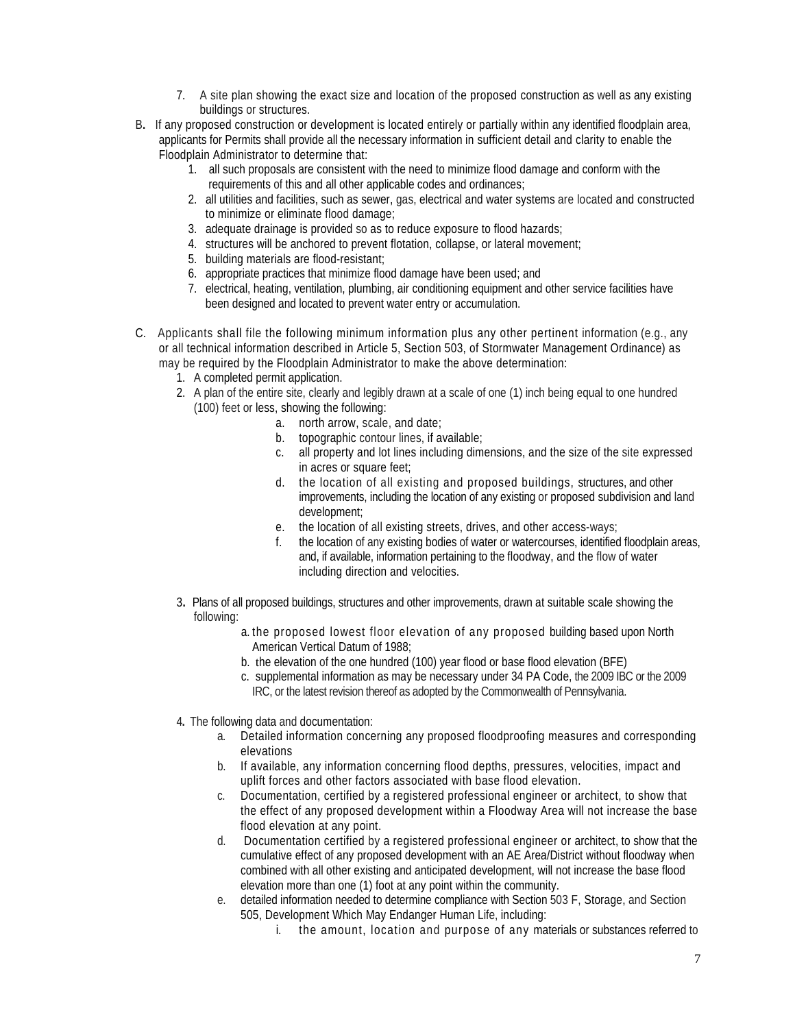7. A site plan showing the exact size and location of the proposed construction as well as any existing buildings or structures.

B. If any proposed construction or development is located entirely or partially within any identified floodplain area, applicants for Permits shall provide all the necessary information in sufficient detail and clarity to enable the Floodplain Administrator to determine that:

1. all such proposals are consistent with the need to minimize flood damage and conform with the requirements of this and all other applicable codes and ordinances;
2. all utilities and facilities, such as sewer, gas, electrical and water systems are located and constructed to minimize or eliminate flood damage;
3. adequate drainage is provided so as to reduce exposure to flood hazards;
4. structures will be anchored to prevent flotation, collapse, or lateral movement;
5. building materials are flood-resistant;
6. appropriate practices that minimize flood damage have been used; and
7. electrical, heating, ventilation, plumbing, air conditioning equipment and other service facilities have been designed and located to prevent water entry or accumulation.

C. Applicants shall file the following minimum information plus any other pertinent information (e.g., any or all technical information described in Article 5, Section 503, of Stormwater Management Ordinance) as may be required by the Floodplain Administrator to make the above determination:

1. A completed permit application.
2. A plan of the entire site, clearly and legibly drawn at a scale of one (1) inch being equal to one hundred (100) feet or less, showing the following:
   a. north arrow, scale, and date;
   b. topographic contour lines, if available;
   c. all property and lot lines including dimensions, and the size of the site expressed in acres or square feet;
   d. the location of all existing and proposed buildings, structures, and other improvements, including the location of any existing or proposed subdivision and land development;
   e. the location of all existing streets, drives, and other access-ways;
   f. the location of any existing bodies of water or watercourses, identified floodplain areas, and, if available, information pertaining to the floodway, and the flow of water including direction and velocities.

3. Plans of all proposed buildings, structures and other improvements, drawn at suitable scale showing the following:
   a. the proposed lowest floor elevation of any proposed building based upon North American Vertical Datum of 1988;
   b. the elevation of the one hundred (100) year flood or base flood elevation (BFE)
   c. supplemental information as may be necessary under 34 PA Code, the 2009 IBC or the 2009 IRC, or the latest revision thereof as adopted by the Commonwealth of Pennsylvania.

4. The following data and documentation:
   a. Detailed information concerning any proposed floodproofing measures and corresponding elevations
   b. If available, any information concerning flood depths, pressures, velocities, impact and uplift forces and other factors associated with base flood elevation.
   c. Documentation, certified by a registered professional engineer or architect, to show that the effect of any proposed development within a Floodway Area will not increase the base flood elevation at any point.
   d. Documentation certified by a registered professional engineer or architect, to show that the cumulative effect of any proposed development with an AE Area/District without floodway when combined with all other existing and anticipated development, will not increase the base flood elevation more than one (1) foot at any point within the community.
   e. detailed information needed to determine compliance with Section 503 F, Storage, and Section 505, Development Which May Endanger Human Life, including:
      i. the amount, location and purpose of any materials or substances referred to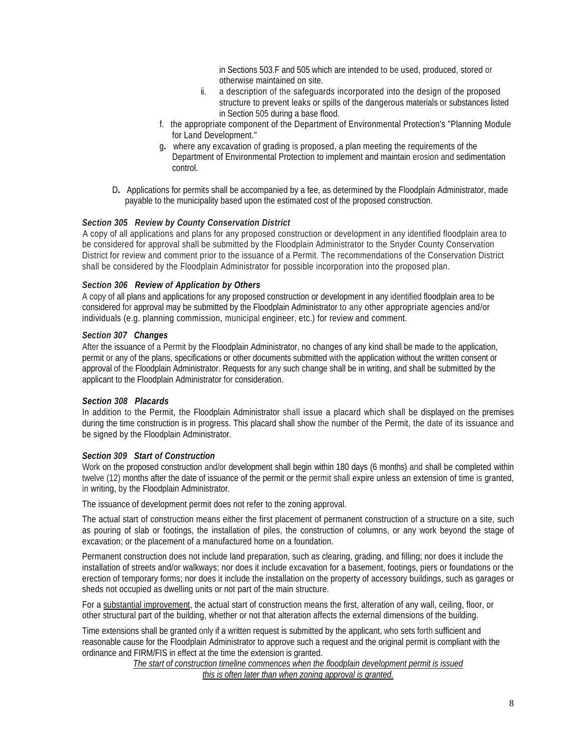in Sections 503.F and 505 which are intended to be used, produced, stored or otherwise maintained on site.

    ii. a description of the safeguards incorporated into the design of the proposed structure to prevent leaks or spills of the dangerous materials or substances listed in Section 505 during a base flood.

  f. the appropriate component of the Department of Environmental Protection's "Planning Module for Land Development."

  g. where any excavation of grading is proposed, a plan meeting the requirements of the Department of Environmental Protection to implement and maintain erosion and sedimentation control.

D. Applications for permits shall be accompanied by a fee, as determined by the Floodplain Administrator, made payable to the municipality based upon the estimated cost of the proposed construction.

***Section 305 Review by County Conservation District***

A copy of all applications and plans for any proposed construction or development in any identified floodplain area to be considered for approval shall be submitted by the Floodplain Administrator to the Snyder County Conservation District for review and comment prior to the issuance of a Permit. The recommendations of the Conservation District shall be considered by the Floodplain Administrator for possible incorporation into the proposed plan.

***Section 306 Review of Application by Others***

A copy of all plans and applications for any proposed construction or development in any identified floodplain area to be considered for approval may be submitted by the Floodplain Administrator to any other appropriate agencies and/or individuals (e.g. planning commission, municipal engineer, etc.) for review and comment.

***Section 307 Changes***

After the issuance of a Permit by the Floodplain Administrator, no changes of any kind shall be made to the application, permit or any of the plans, specifications or other documents submitted with the application without the written consent or approval of the Floodplain Administrator. Requests for any such change shall be in writing, and shall be submitted by the applicant to the Floodplain Administrator for consideration.

***Section 308 Placards***

In addition to the Permit, the Floodplain Administrator shall issue a placard which shall be displayed on the premises during the time construction is in progress. This placard shall show the number of the Permit, the date of its issuance and be signed by the Floodplain Administrator.

***Section 309 Start of Construction***

Work on the proposed construction and/or development shall begin within 180 days (6 months) and shall be completed within twelve (12) months after the date of issuance of the permit or the permit shall expire unless an extension of time is granted, in writing, by the Floodplain Administrator.

The issuance of development permit does not refer to the zoning approval.

The actual start of construction means either the first placement of permanent construction of a structure on a site, such as pouring of slab or footings, the installation of piles, the construction of columns, or any work beyond the stage of excavation; or the placement of a manufactured home on a foundation.

Permanent construction does not include land preparation, such as clearing, grading, and filling; nor does it include the installation of streets and/or walkways; nor does it include excavation for a basement, footings, piers or foundations or the erection of temporary forms; nor does it include the installation on the property of accessory buildings, such as garages or sheds not occupied as dwelling units or not part of the main structure.

For a <u>substantial improvement</u>, the actual start of construction means the first, alteration of any wall, ceiling, floor, or other structural part of the building, whether or not that alteration affects the external dimensions of the building.

Time extensions shall be granted only if a written request is submitted by the applicant, who sets forth sufficient and reasonable cause for the Floodplain Administrator to approve such a request and the original permit is compliant with the ordinance and FIRM/FIS in effect at the time the extension is granted.

<u>*The start of construction timeline commences when the floodplain development permit is issued this is often later than when zoning approval is granted.*</u>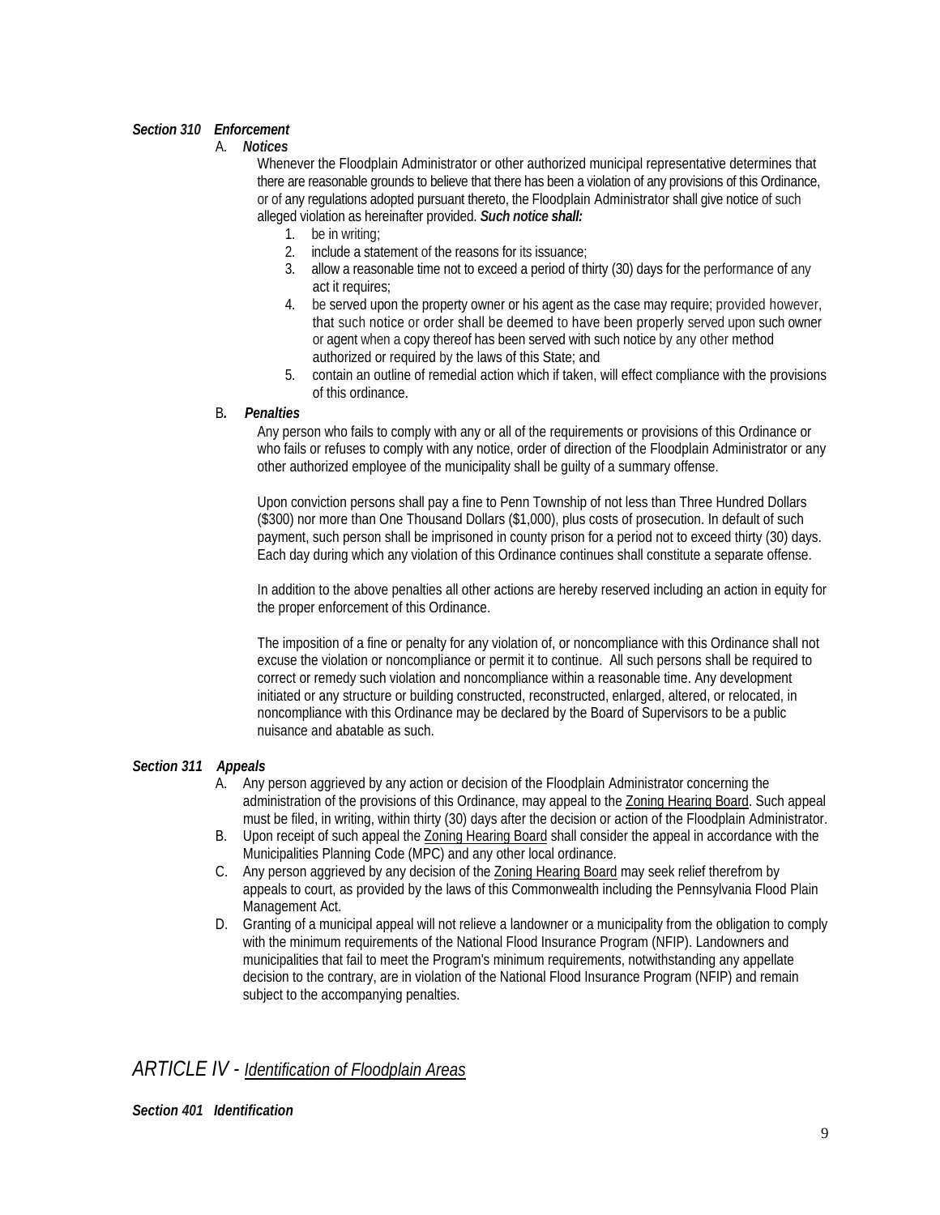***Section 310 Enforcement***

A. ***Notices***

Whenever the Floodplain Administrator or other authorized municipal representative determines that there are reasonable grounds to believe that there has been a violation of any provisions of this Ordinance, or of any regulations adopted pursuant thereto, the Floodplain Administrator shall give notice of such alleged violation as hereinafter provided. ***Such notice shall:***

1. be in writing;
2. include a statement of the reasons for its issuance;
3. allow a reasonable time not to exceed a period of thirty (30) days for the performance of any act it requires;
4. be served upon the property owner or his agent as the case may require; provided however, that such notice or order shall be deemed to have been properly served upon such owner or agent when a copy thereof has been served with such notice by any other method authorized or required by the laws of this State; and
5. contain an outline of remedial action which if taken, will effect compliance with the provisions of this ordinance.

B. ***Penalties***

Any person who fails to comply with any or all of the requirements or provisions of this Ordinance or who fails or refuses to comply with any notice, order of direction of the Floodplain Administrator or any other authorized employee of the municipality shall be guilty of a summary offense.

Upon conviction persons shall pay a fine to Penn Township of not less than Three Hundred Dollars ($300) nor more than One Thousand Dollars ($1,000), plus costs of prosecution. In default of such payment, such person shall be imprisoned in county prison for a period not to exceed thirty (30) days. Each day during which any violation of this Ordinance continues shall constitute a separate offense.

In addition to the above penalties all other actions are hereby reserved including an action in equity for the proper enforcement of this Ordinance.

The imposition of a fine or penalty for any violation of, or noncompliance with this Ordinance shall not excuse the violation or noncompliance or permit it to continue. All such persons shall be required to correct or remedy such violation and noncompliance within a reasonable time. Any development initiated or any structure or building constructed, reconstructed, enlarged, altered, or relocated, in noncompliance with this Ordinance may be declared by the Board of Supervisors to be a public nuisance and abatable as such.

***Section 311 Appeals***

A. Any person aggrieved by any action or decision of the Floodplain Administrator concerning the administration of the provisions of this Ordinance, may appeal to the Zoning Hearing Board. Such appeal must be filed, in writing, within thirty (30) days after the decision or action of the Floodplain Administrator.

B. Upon receipt of such appeal the Zoning Hearing Board shall consider the appeal in accordance with the Municipalities Planning Code (MPC) and any other local ordinance.

C. Any person aggrieved by any decision of the Zoning Hearing Board may seek relief therefrom by appeals to court, as provided by the laws of this Commonwealth including the Pennsylvania Flood Plain Management Act.

D. Granting of a municipal appeal will not relieve a landowner or a municipality from the obligation to comply with the minimum requirements of the National Flood Insurance Program (NFIP). Landowners and municipalities that fail to meet the Program's minimum requirements, notwithstanding any appellate decision to the contrary, are in violation of the National Flood Insurance Program (NFIP) and remain subject to the accompanying penalties.

# *ARTICLE IV - Identification of Floodplain Areas*

***Section 401 Identification***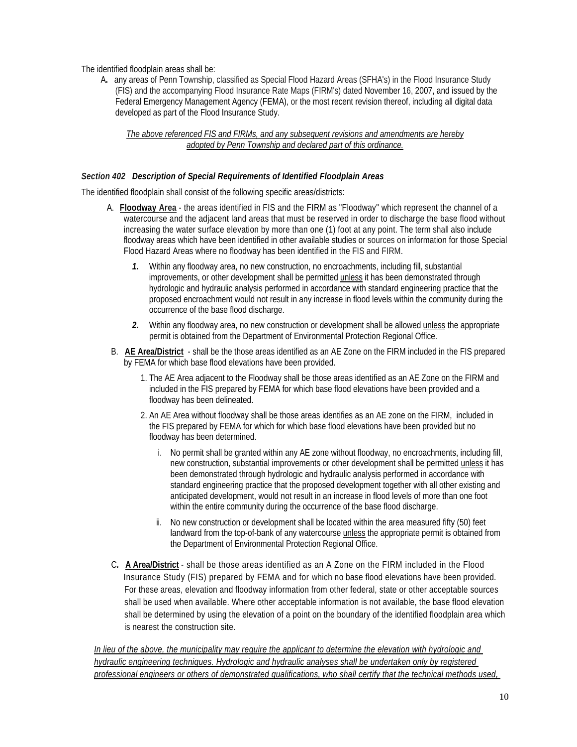The identified floodplain areas shall be:

A. any areas of Penn Township, classified as Special Flood Hazard Areas (SFHA's) in the Flood Insurance Study (FIS) and the accompanying Flood Insurance Rate Maps (FIRM's) dated November 16, 2007, and issued by the Federal Emergency Management Agency (FEMA), or the most recent revision thereof, including all digital data developed as part of the Flood Insurance Study.

*The above referenced FIS and FIRMs, and any subsequent revisions and amendments are hereby adopted by Penn Township and declared part of this ordinance.*

### *Section 402 Description of Special Requirements of Identified Floodplain Areas*

The identified floodplain shall consist of the following specific areas/districts:

A. **Floodway Area** - the areas identified in FIS and the FIRM as "Floodway" which represent the channel of a watercourse and the adjacent land areas that must be reserved in order to discharge the base flood without increasing the water surface elevation by more than one (1) foot at any point. The term shall also include floodway areas which have been identified in other available studies or sources on information for those Special Flood Hazard Areas where no floodway has been identified in the FIS and FIRM.

   ***1.*** Within any floodway area, no new construction, no encroachments, including fill, substantial improvements, or other development shall be permitted unless it has been demonstrated through hydrologic and hydraulic analysis performed in accordance with standard engineering practice that the proposed encroachment would not result in any increase in flood levels within the community during the occurrence of the base flood discharge.

   ***2.*** Within any floodway area, no new construction or development shall be allowed unless the appropriate permit is obtained from the Department of Environmental Protection Regional Office.

B. **AE Area/District** - shall be the those areas identified as an AE Zone on the FIRM included in the FIS prepared by FEMA for which base flood elevations have been provided.

   1. The AE Area adjacent to the Floodway shall be those areas identified as an AE Zone on the FIRM and included in the FIS prepared by FEMA for which base flood elevations have been provided and a floodway has been delineated.

   2. An AE Area without floodway shall be those areas identifies as an AE zone on the FIRM, included in the FIS prepared by FEMA for which for which base flood elevations have been provided but no floodway has been determined.

      i. No permit shall be granted within any AE zone without floodway, no encroachments, including fill, new construction, substantial improvements or other development shall be permitted unless it has been demonstrated through hydrologic and hydraulic analysis performed in accordance with standard engineering practice that the proposed development together with all other existing and anticipated development, would not result in an increase in flood levels of more than one foot within the entire community during the occurrence of the base flood discharge.

      ii. No new construction or development shall be located within the area measured fifty (50) feet landward from the top-of-bank of any watercourse unless the appropriate permit is obtained from the Department of Environmental Protection Regional Office.

C. **A Area/District** - shall be those areas identified as an A Zone on the FIRM included in the Flood Insurance Study (FIS) prepared by FEMA and for which no base flood elevations have been provided. For these areas, elevation and floodway information from other federal, state or other acceptable sources shall be used when available. Where other acceptable information is not available, the base flood elevation shall be determined by using the elevation of a point on the boundary of the identified floodplain area which is nearest the construction site.

*In lieu of the above, the municipality may require the applicant to determine the elevation with hydrologic and hydraulic engineering techniques. Hydrologic and hydraulic analyses shall be undertaken only by registered professional engineers or others of demonstrated qualifications, who shall certify that the technical methods used,*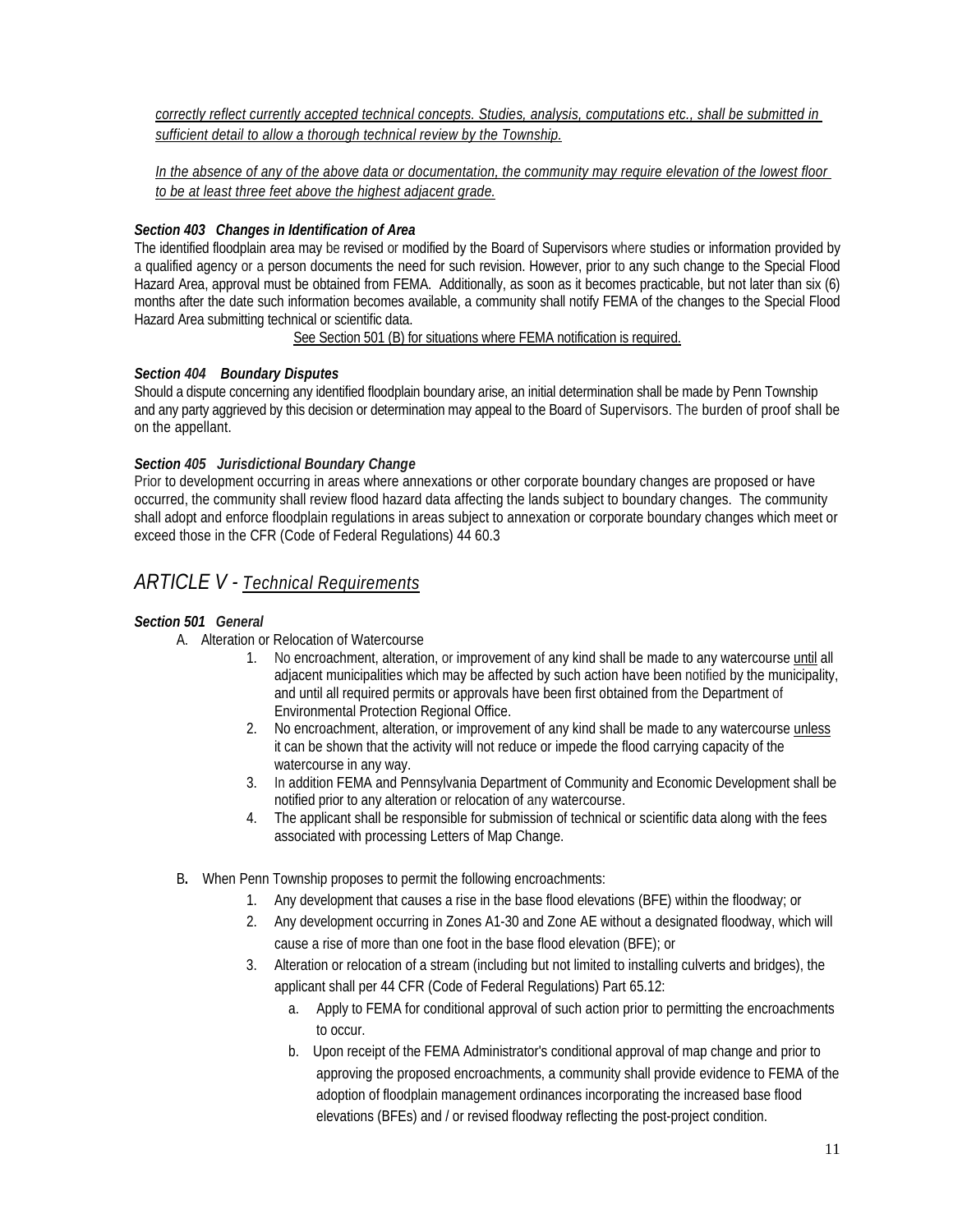*correctly reflect currently accepted technical concepts. Studies, analysis, computations etc., shall be submitted in sufficient detail to allow a thorough technical review by the Township.*

*In the absence of any of the above data or documentation, the community may require elevation of the lowest floor to be at least three feet above the highest adjacent grade.*

***Section 403 Changes in Identification of Area***

The identified floodplain area may be revised or modified by the Board of Supervisors where studies or information provided by a qualified agency or a person documents the need for such revision. However, prior to any such change to the Special Flood Hazard Area, approval must be obtained from FEMA. Additionally, as soon as it becomes practicable, but not later than six (6) months after the date such information becomes available, a community shall notify FEMA of the changes to the Special Flood Hazard Area submitting technical or scientific data.

See Section 501 (B) for situations where FEMA notification is required.

***Section 404 Boundary Disputes***

Should a dispute concerning any identified floodplain boundary arise, an initial determination shall be made by Penn Township and any party aggrieved by this decision or determination may appeal to the Board of Supervisors. The burden of proof shall be on the appellant.

***Section 405 Jurisdictional Boundary Change***

Prior to development occurring in areas where annexations or other corporate boundary changes are proposed or have occurred, the community shall review flood hazard data affecting the lands subject to boundary changes. The community shall adopt and enforce floodplain regulations in areas subject to annexation or corporate boundary changes which meet or exceed those in the CFR (Code of Federal Regulations) 44 60.3

## *ARTICLE V - Technical Requirements*

***Section 501 General***

A. Alteration or Relocation of Watercourse

1. No encroachment, alteration, or improvement of any kind shall be made to any watercourse until all adjacent municipalities which may be affected by such action have been notified by the municipality, and until all required permits or approvals have been first obtained from the Department of Environmental Protection Regional Office.
2. No encroachment, alteration, or improvement of any kind shall be made to any watercourse unless it can be shown that the activity will not reduce or impede the flood carrying capacity of the watercourse in any way.
3. In addition FEMA and Pennsylvania Department of Community and Economic Development shall be notified prior to any alteration or relocation of any watercourse.
4. The applicant shall be responsible for submission of technical or scientific data along with the fees associated with processing Letters of Map Change.

B. When Penn Township proposes to permit the following encroachments:

1. Any development that causes a rise in the base flood elevations (BFE) within the floodway; or
2. Any development occurring in Zones A1-30 and Zone AE without a designated floodway, which will cause a rise of more than one foot in the base flood elevation (BFE); or
3. Alteration or relocation of a stream (including but not limited to installing culverts and bridges), the applicant shall per 44 CFR (Code of Federal Regulations) Part 65.12:
   a. Apply to FEMA for conditional approval of such action prior to permitting the encroachments to occur.
   b. Upon receipt of the FEMA Administrator's conditional approval of map change and prior to approving the proposed encroachments, a community shall provide evidence to FEMA of the adoption of floodplain management ordinances incorporating the increased base flood elevations (BFEs) and / or revised floodway reflecting the post-project condition.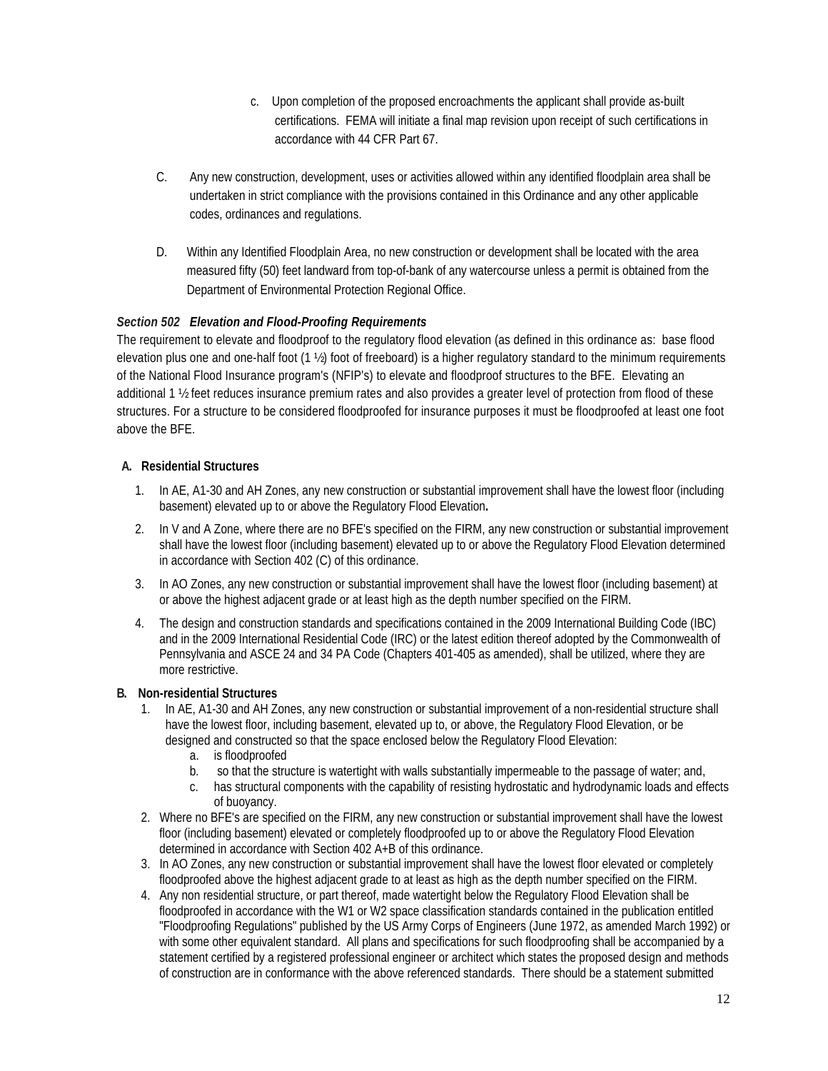c. Upon completion of the proposed encroachments the applicant shall provide as-built certifications. FEMA will initiate a final map revision upon receipt of such certifications in accordance with 44 CFR Part 67.

C. Any new construction, development, uses or activities allowed within any identified floodplain area shall be undertaken in strict compliance with the provisions contained in this Ordinance and any other applicable codes, ordinances and regulations.

D. Within any Identified Floodplain Area, no new construction or development shall be located with the area measured fifty (50) feet landward from top-of-bank of any watercourse unless a permit is obtained from the Department of Environmental Protection Regional Office.

***Section 502 Elevation and Flood-Proofing Requirements***

The requirement to elevate and floodproof to the regulatory flood elevation (as defined in this ordinance as: base flood elevation plus one and one-half foot (1 ½) foot of freeboard) is a higher regulatory standard to the minimum requirements of the National Flood Insurance program's (NFIP's) to elevate and floodproof structures to the BFE. Elevating an additional 1 ½ feet reduces insurance premium rates and also provides a greater level of protection from flood of these structures. For a structure to be considered floodproofed for insurance purposes it must be floodproofed at least one foot above the BFE.

**A. Residential Structures**

1. In AE, A1-30 and AH Zones, any new construction or substantial improvement shall have the lowest floor (including basement) elevated up to or above the Regulatory Flood Elevation**.**
2. In V and A Zone, where there are no BFE's specified on the FIRM, any new construction or substantial improvement shall have the lowest floor (including basement) elevated up to or above the Regulatory Flood Elevation determined in accordance with Section 402 (C) of this ordinance.
3. In AO Zones, any new construction or substantial improvement shall have the lowest floor (including basement) at or above the highest adjacent grade or at least high as the depth number specified on the FIRM.
4. The design and construction standards and specifications contained in the 2009 International Building Code (IBC) and in the 2009 International Residential Code (IRC) or the latest edition thereof adopted by the Commonwealth of Pennsylvania and ASCE 24 and 34 PA Code (Chapters 401-405 as amended), shall be utilized, where they are more restrictive.

**B. Non-residential Structures**

1. In AE, A1-30 and AH Zones, any new construction or substantial improvement of a non-residential structure shall have the lowest floor, including basement, elevated up to, or above, the Regulatory Flood Elevation, or be designed and constructed so that the space enclosed below the Regulatory Flood Elevation:
   a. is floodproofed
   b. so that the structure is watertight with walls substantially impermeable to the passage of water; and,
   c. has structural components with the capability of resisting hydrostatic and hydrodynamic loads and effects of buoyancy.
2. Where no BFE's are specified on the FIRM, any new construction or substantial improvement shall have the lowest floor (including basement) elevated or completely floodproofed up to or above the Regulatory Flood Elevation determined in accordance with Section 402 A+B of this ordinance.
3. In AO Zones, any new construction or substantial improvement shall have the lowest floor elevated or completely floodproofed above the highest adjacent grade to at least as high as the depth number specified on the FIRM.
4. Any non residential structure, or part thereof, made watertight below the Regulatory Flood Elevation shall be floodproofed in accordance with the W1 or W2 space classification standards contained in the publication entitled "Floodproofing Regulations" published by the US Army Corps of Engineers (June 1972, as amended March 1992) or with some other equivalent standard. All plans and specifications for such floodproofing shall be accompanied by a statement certified by a registered professional engineer or architect which states the proposed design and methods of construction are in conformance with the above referenced standards. There should be a statement submitted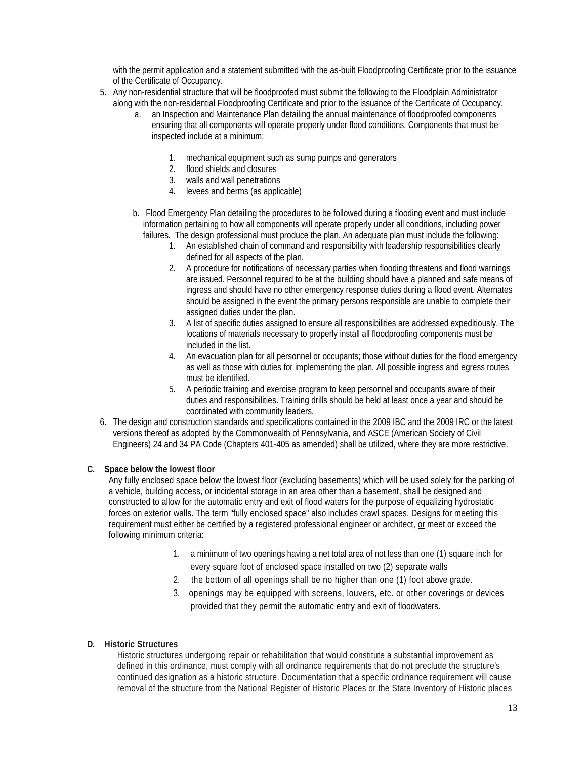with the permit application and a statement submitted with the as-built Floodproofing Certificate prior to the issuance of the Certificate of Occupancy.

5. Any non-residential structure that will be floodproofed must submit the following to the Floodplain Administrator along with the non-residential Floodproofing Certificate and prior to the issuance of the Certificate of Occupancy.
   a. an Inspection and Maintenance Plan detailing the annual maintenance of floodproofed components ensuring that all components will operate properly under flood conditions. Components that must be inspected include at a minimum:

      1. mechanical equipment such as sump pumps and generators
      2. flood shields and closures
      3. walls and wall penetrations
      4. levees and berms (as applicable)

   b. Flood Emergency Plan detailing the procedures to be followed during a flooding event and must include information pertaining to how all components will operate properly under all conditions, including power failures. The design professional must produce the plan. An adequate plan must include the following:
      1. An established chain of command and responsibility with leadership responsibilities clearly defined for all aspects of the plan.
      2. A procedure for notifications of necessary parties when flooding threatens and flood warnings are issued. Personnel required to be at the building should have a planned and safe means of ingress and should have no other emergency response duties during a flood event. Alternates should be assigned in the event the primary persons responsible are unable to complete their assigned duties under the plan.
      3. A list of specific duties assigned to ensure all responsibilities are addressed expeditiously. The locations of materials necessary to properly install all floodproofing components must be included in the list.
      4. An evacuation plan for all personnel or occupants; those without duties for the flood emergency as well as those with duties for implementing the plan. All possible ingress and egress routes must be identified.
      5. A periodic training and exercise program to keep personnel and occupants aware of their duties and responsibilities. Training drills should be held at least once a year and should be coordinated with community leaders.

6. The design and construction standards and specifications contained in the 2009 IBC and the 2009 IRC or the latest versions thereof as adopted by the Commonwealth of Pennsylvania, and ASCE (American Society of Civil Engineers) 24 and 34 PA Code (Chapters 401-405 as amended) shall be utilized, where they are more restrictive.

**C. Space below the lowest floor**

Any fully enclosed space below the lowest floor (excluding basements) which will be used solely for the parking of a vehicle, building access, or incidental storage in an area other than a basement, shall be designed and constructed to allow for the automatic entry and exit of flood waters for the purpose of equalizing hydrostatic forces on exterior walls. The term "fully enclosed space" also includes crawl spaces. Designs for meeting this requirement must either be certified by a registered professional engineer or architect, <u>or</u> meet or exceed the following minimum criteria:

1. a minimum of two openings having a net total area of not less than one (1) square inch for every square foot of enclosed space installed on two (2) separate walls
2. the bottom of all openings shall be no higher than one (1) foot above grade.
3. openings may be equipped with screens, louvers, etc. or other coverings or devices provided that they permit the automatic entry and exit of floodwaters.

**D. Historic Structures**

Historic structures undergoing repair or rehabilitation that would constitute a substantial improvement as defined in this ordinance, must comply with all ordinance requirements that do not preclude the structure's continued designation as a historic structure. Documentation that a specific ordinance requirement will cause removal of the structure from the National Register of Historic Places or the State Inventory of Historic places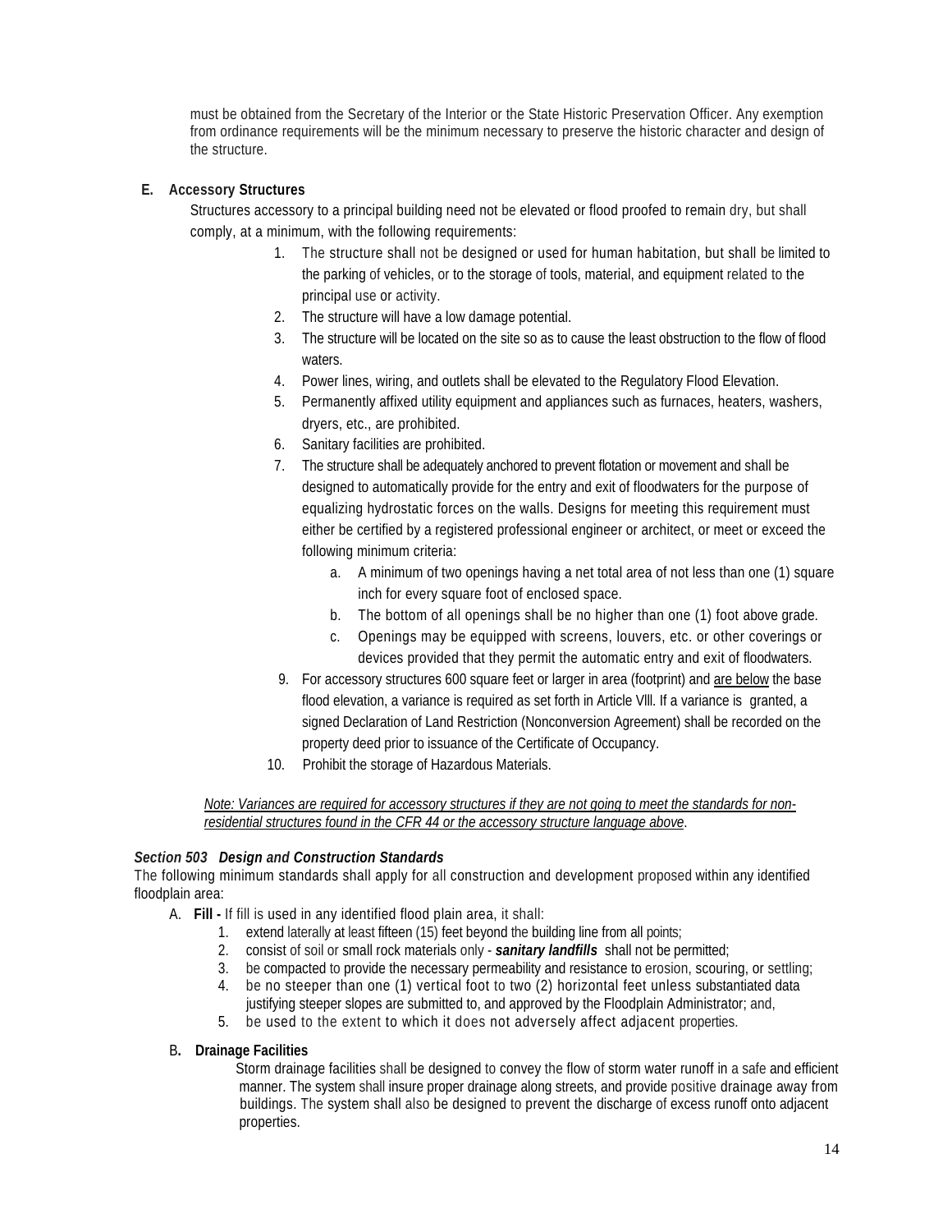must be obtained from the Secretary of the Interior or the State Historic Preservation Officer. Any exemption from ordinance requirements will be the minimum necessary to preserve the historic character and design of the structure.

**E. Accessory Structures**

Structures accessory to a principal building need not be elevated or flood proofed to remain dry, but shall comply, at a minimum, with the following requirements:

1. The structure shall not be designed or used for human habitation, but shall be limited to the parking of vehicles, or to the storage of tools, material, and equipment related to the principal use or activity.
2. The structure will have a low damage potential.
3. The structure will be located on the site so as to cause the least obstruction to the flow of flood waters.
4. Power lines, wiring, and outlets shall be elevated to the Regulatory Flood Elevation.
5. Permanently affixed utility equipment and appliances such as furnaces, heaters, washers, dryers, etc., are prohibited.
6. Sanitary facilities are prohibited.
7. The structure shall be adequately anchored to prevent flotation or movement and shall be designed to automatically provide for the entry and exit of floodwaters for the purpose of equalizing hydrostatic forces on the walls. Designs for meeting this requirement must either be certified by a registered professional engineer or architect, or meet or exceed the following minimum criteria:
   a. A minimum of two openings having a net total area of not less than one (1) square inch for every square foot of enclosed space.
   b. The bottom of all openings shall be no higher than one (1) foot above grade.
   c. Openings may be equipped with screens, louvers, etc. or other coverings or devices provided that they permit the automatic entry and exit of floodwaters.
9. For accessory structures 600 square feet or larger in area (footprint) and <u>are below</u> the base flood elevation, a variance is required as set forth in Article VIII. If a variance is granted, a signed Declaration of Land Restriction (Nonconversion Agreement) shall be recorded on the property deed prior to issuance of the Certificate of Occupancy.
10. Prohibit the storage of Hazardous Materials.

*<u>Note: Variances are required for accessory structures if they are not going to meet the standards for non-residential structures found in the CFR 44 or the accessory structure language above</u>.*

***Section 503 Design and Construction Standards***

The following minimum standards shall apply for all construction and development proposed within any identified floodplain area:

A. **Fill -** If fill is used in any identified flood plain area, it shall:
   1. extend laterally at least fifteen (15) feet beyond the building line from all points;
   2. consist of soil or small rock materials only - ***sanitary landfills*** shall not be permitted;
   3. be compacted to provide the necessary permeability and resistance to erosion, scouring, or settling;
   4. be no steeper than one (1) vertical foot to two (2) horizontal feet unless substantiated data justifying steeper slopes are submitted to, and approved by the Floodplain Administrator; and,
   5. be used to the extent to which it does not adversely affect adjacent properties.

B. **Drainage Facilities**

   Storm drainage facilities shall be designed to convey the flow of storm water runoff in a safe and efficient manner. The system shall insure proper drainage along streets, and provide positive drainage away from buildings. The system shall also be designed to prevent the discharge of excess runoff onto adjacent properties.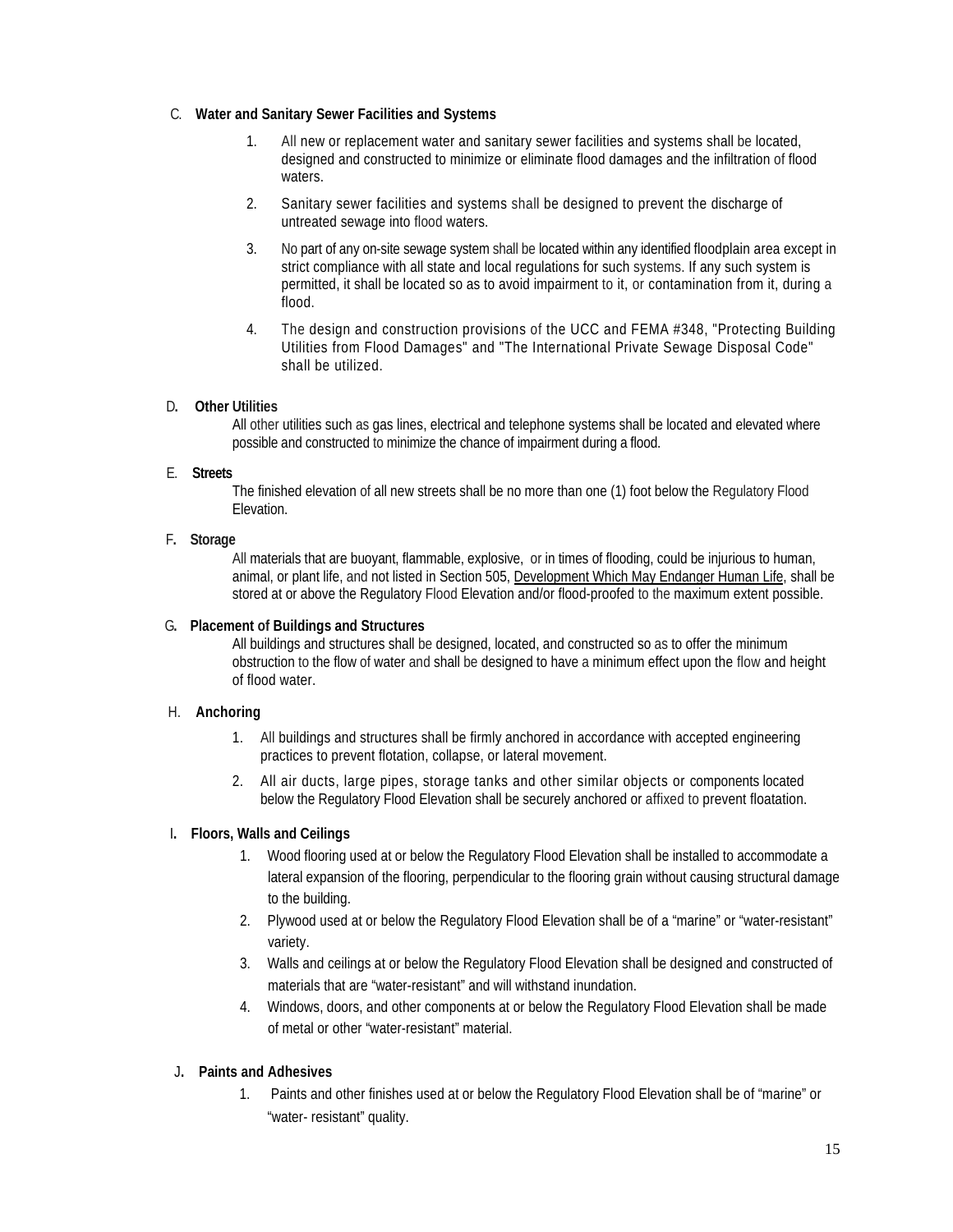C. **Water and Sanitary Sewer Facilities and Systems**

1. All new or replacement water and sanitary sewer facilities and systems shall be located, designed and constructed to minimize or eliminate flood damages and the infiltration of flood waters.
2. Sanitary sewer facilities and systems shall be designed to prevent the discharge of untreated sewage into flood waters.
3. No part of any on-site sewage system shall be located within any identified floodplain area except in strict compliance with all state and local regulations for such systems. If any such system is permitted, it shall be located so as to avoid impairment to it, or contamination from it, during a flood.
4. The design and construction provisions of the UCC and FEMA #348, "Protecting Building Utilities from Flood Damages" and "The International Private Sewage Disposal Code" shall be utilized.

D. **Other Utilities**

All other utilities such as gas lines, electrical and telephone systems shall be located and elevated where possible and constructed to minimize the chance of impairment during a flood.

E. **Streets**

The finished elevation of all new streets shall be no more than one (1) foot below the Regulatory Flood Elevation.

F. **Storage**

All materials that are buoyant, flammable, explosive, or in times of flooding, could be injurious to human, animal, or plant life, and not listed in Section 505, Development Which May Endanger Human Life, shall be stored at or above the Regulatory Flood Elevation and/or flood-proofed to the maximum extent possible.

G. **Placement of Buildings and Structures**

All buildings and structures shall be designed, located, and constructed so as to offer the minimum obstruction to the flow of water and shall be designed to have a minimum effect upon the flow and height of flood water.

H. **Anchoring**

1. All buildings and structures shall be firmly anchored in accordance with accepted engineering practices to prevent flotation, collapse, or lateral movement.
2. All air ducts, large pipes, storage tanks and other similar objects or components located below the Regulatory Flood Elevation shall be securely anchored or affixed to prevent floatation.

I. **Floors, Walls and Ceilings**

1. Wood flooring used at or below the Regulatory Flood Elevation shall be installed to accommodate a lateral expansion of the flooring, perpendicular to the flooring grain without causing structural damage to the building.
2. Plywood used at or below the Regulatory Flood Elevation shall be of a “marine” or “water-resistant” variety.
3. Walls and ceilings at or below the Regulatory Flood Elevation shall be designed and constructed of materials that are “water-resistant” and will withstand inundation.
4. Windows, doors, and other components at or below the Regulatory Flood Elevation shall be made of metal or other “water-resistant” material.

J. **Paints and Adhesives**

1. Paints and other finishes used at or below the Regulatory Flood Elevation shall be of “marine” or “water- resistant” quality.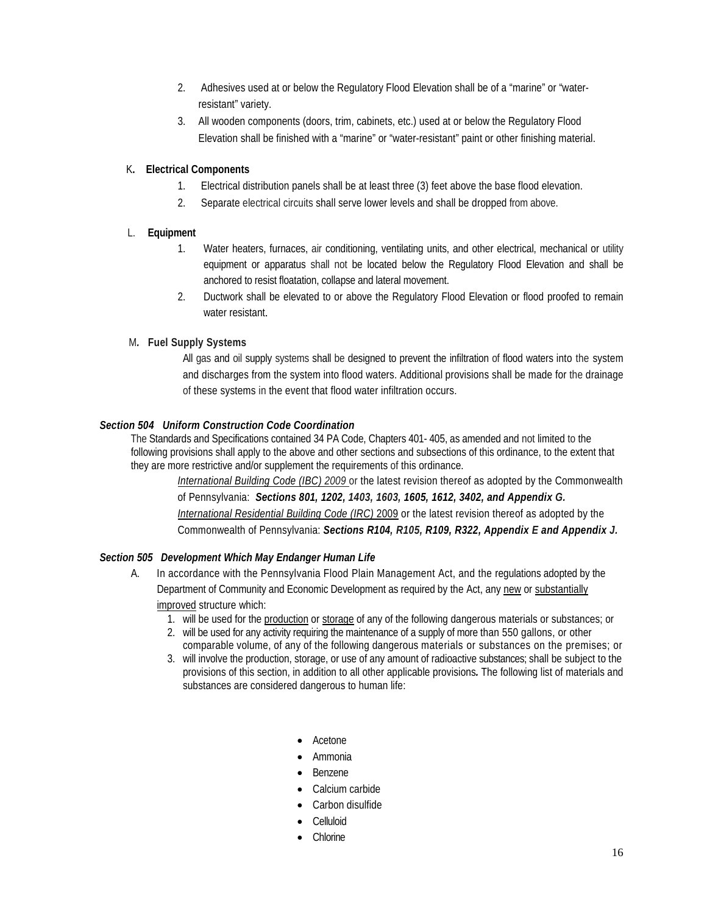2. Adhesives used at or below the Regulatory Flood Elevation shall be of a "marine" or "water-resistant" variety.
3. All wooden components (doors, trim, cabinets, etc.) used at or below the Regulatory Flood Elevation shall be finished with a "marine" or "water-resistant" paint or other finishing material.

K. **Electrical Components**

1. Electrical distribution panels shall be at least three (3) feet above the base flood elevation.
2. Separate electrical circuits shall serve lower levels and shall be dropped from above.

L. **Equipment**

1. Water heaters, furnaces, air conditioning, ventilating units, and other electrical, mechanical or utility equipment or apparatus shall not be located below the Regulatory Flood Elevation and shall be anchored to resist floatation, collapse and lateral movement.
2. Ductwork shall be elevated to or above the Regulatory Flood Elevation or flood proofed to remain water resistant.

M. **Fuel Supply Systems**

All gas and oil supply systems shall be designed to prevent the infiltration of flood waters into the system and discharges from the system into flood waters. Additional provisions shall be made for the drainage of these systems in the event that flood water infiltration occurs.

***Section 504 Uniform Construction Code Coordination***

The Standards and Specifications contained 34 PA Code, Chapters 401- 405, as amended and not limited to the following provisions shall apply to the above and other sections and subsections of this ordinance, to the extent that they are more restrictive and/or supplement the requirements of this ordinance.

*International Building Code (IBC) 2009* or the latest revision thereof as adopted by the Commonwealth of Pennsylvania: ***Sections 801, 1202, 1403, 1603, 1605, 1612, 3402, and Appendix G.***

*International Residential Building Code (IRC)* 2009 or the latest revision thereof as adopted by the Commonwealth of Pennsylvania: ***Sections R104, R105, R109, R322, Appendix E and Appendix J.***

***Section 505 Development Which May Endanger Human Life***

A. In accordance with the Pennsylvania Flood Plain Management Act, and the regulations adopted by the Department of Community and Economic Development as required by the Act, any new or substantially improved structure which:

1. will be used for the production or storage of any of the following dangerous materials or substances; or
2. will be used for any activity requiring the maintenance of a supply of more than 550 gallons, or other comparable volume, of any of the following dangerous materials or substances on the premises; or
3. will involve the production, storage, or use of any amount of radioactive substances; shall be subject to the provisions of this section, in addition to all other applicable provisions. The following list of materials and substances are considered dangerous to human life:

- Acetone
- Ammonia
- Benzene
- Calcium carbide
- Carbon disulfide
- Celluloid
- Chlorine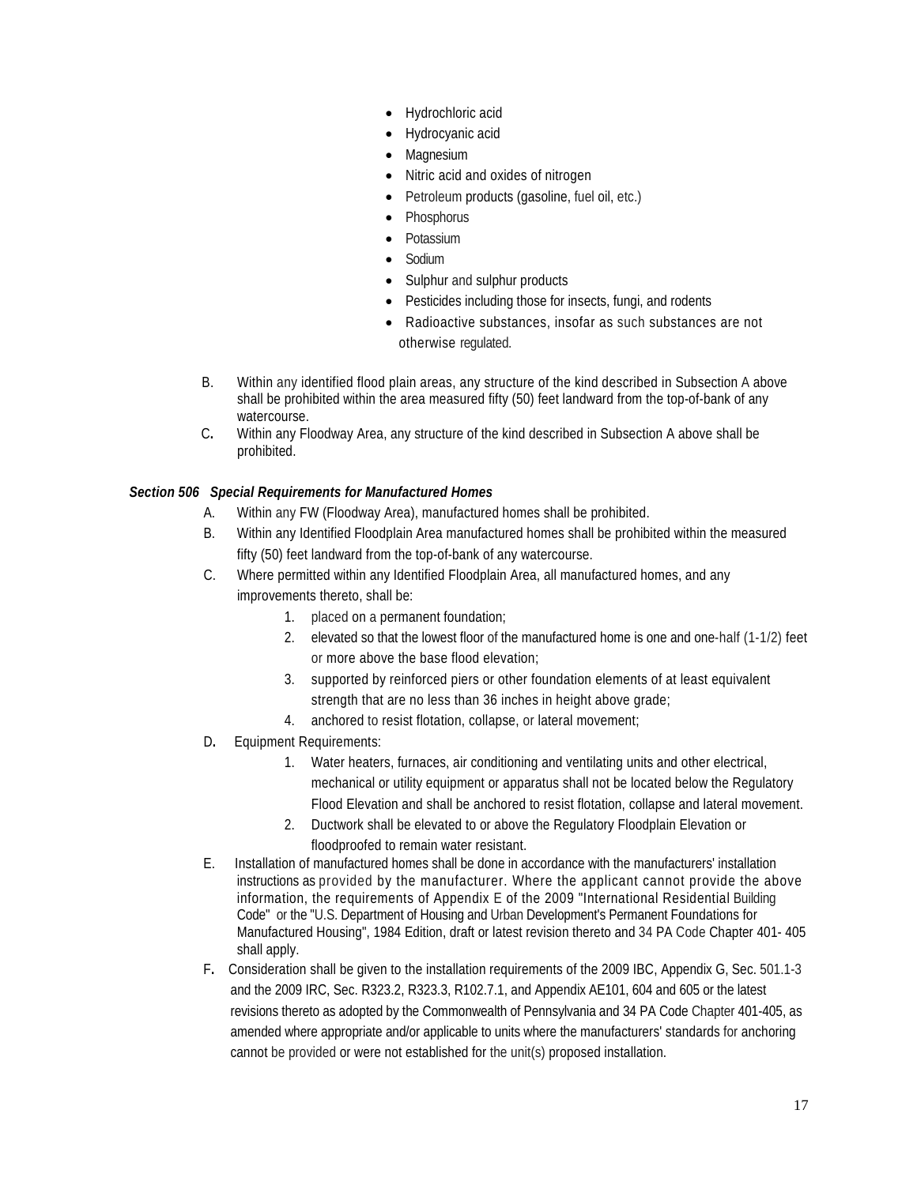- Hydrochloric acid
- Hydrocyanic acid
- Magnesium
- Nitric acid and oxides of nitrogen
- Petroleum products (gasoline, fuel oil, etc.)
- Phosphorus
- Potassium
- Sodium
- Sulphur and sulphur products
- Pesticides including those for insects, fungi, and rodents
- Radioactive substances, insofar as such substances are not otherwise regulated.

B. Within any identified flood plain areas, any structure of the kind described in Subsection A above shall be prohibited within the area measured fifty (50) feet landward from the top-of-bank of any watercourse.

C. Within any Floodway Area, any structure of the kind described in Subsection A above shall be prohibited.

***Section 506 Special Requirements for Manufactured Homes***

A. Within any FW (Floodway Area), manufactured homes shall be prohibited.

B. Within any Identified Floodplain Area manufactured homes shall be prohibited within the measured fifty (50) feet landward from the top-of-bank of any watercourse.

C. Where permitted within any Identified Floodplain Area, all manufactured homes, and any improvements thereto, shall be:

1. placed on a permanent foundation;
2. elevated so that the lowest floor of the manufactured home is one and one-half (1-1/2) feet or more above the base flood elevation;
3. supported by reinforced piers or other foundation elements of at least equivalent strength that are no less than 36 inches in height above grade;
4. anchored to resist flotation, collapse, or lateral movement;

D. Equipment Requirements:

1. Water heaters, furnaces, air conditioning and ventilating units and other electrical, mechanical or utility equipment or apparatus shall not be located below the Regulatory Flood Elevation and shall be anchored to resist flotation, collapse and lateral movement.
2. Ductwork shall be elevated to or above the Regulatory Floodplain Elevation or floodproofed to remain water resistant.

E. Installation of manufactured homes shall be done in accordance with the manufacturers' installation instructions as provided by the manufacturer. Where the applicant cannot provide the above information, the requirements of Appendix E of the 2009 "International Residential Building Code" or the "U.S. Department of Housing and Urban Development's Permanent Foundations for Manufactured Housing", 1984 Edition, draft or latest revision thereto and 34 PA Code Chapter 401- 405 shall apply.

F. Consideration shall be given to the installation requirements of the 2009 IBC, Appendix G, Sec. 501.1-3 and the 2009 IRC, Sec. R323.2, R323.3, R102.7.1, and Appendix AE101, 604 and 605 or the latest revisions thereto as adopted by the Commonwealth of Pennsylvania and 34 PA Code Chapter 401-405, as amended where appropriate and/or applicable to units where the manufacturers' standards for anchoring cannot be provided or were not established for the unit(s) proposed installation.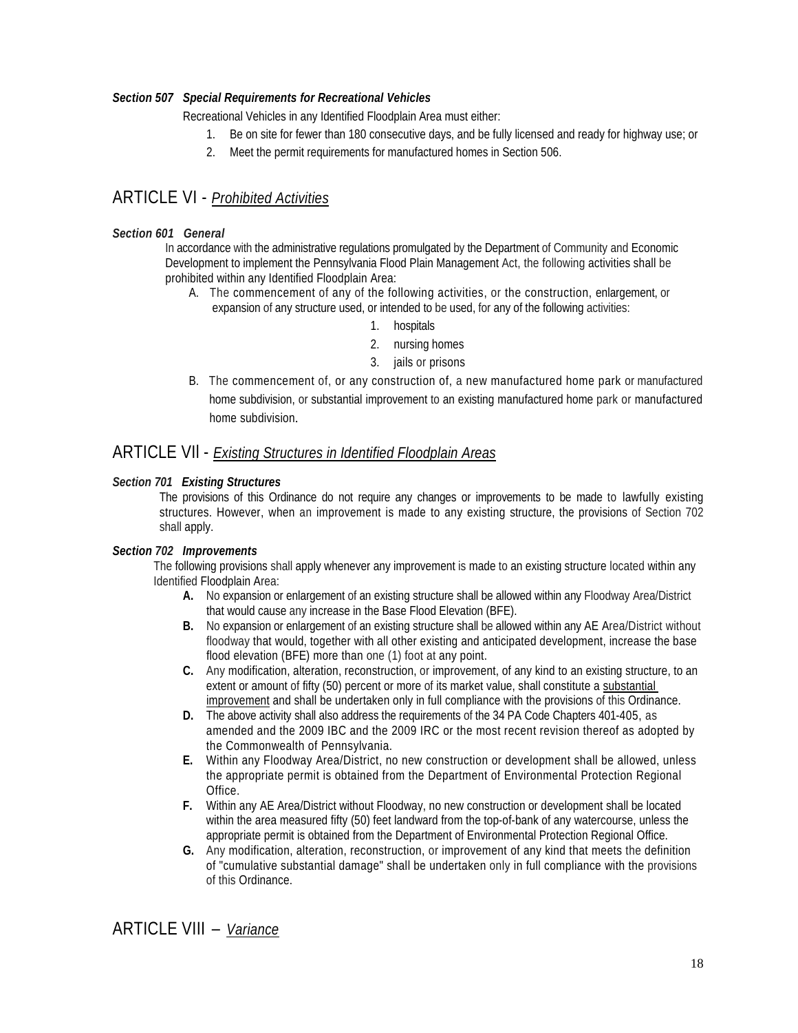***Section 507 Special Requirements for Recreational Vehicles***

Recreational Vehicles in any Identified Floodplain Area must either:

1. Be on site for fewer than 180 consecutive days, and be fully licensed and ready for highway use; or
2. Meet the permit requirements for manufactured homes in Section 506.

## ARTICLE VI - *Prohibited Activities*

***Section 601 General***

In accordance with the administrative regulations promulgated by the Department of Community and Economic Development to implement the Pennsylvania Flood Plain Management Act, the following activities shall be prohibited within any Identified Floodplain Area:

A. The commencement of any of the following activities, or the construction, enlargement, or expansion of any structure used, or intended to be used, for any of the following activities:
   1. hospitals
   2. nursing homes
   3. jails or prisons

B. The commencement of, or any construction of, a new manufactured home park or manufactured home subdivision, or substantial improvement to an existing manufactured home park or manufactured home subdivision.

## ARTICLE VII - *Existing Structures in Identified Floodplain Areas*

***Section 701 Existing Structures***

The provisions of this Ordinance do not require any changes or improvements to be made to lawfully existing structures. However, when an improvement is made to any existing structure, the provisions of Section 702 shall apply.

***Section 702 Improvements***

The following provisions shall apply whenever any improvement is made to an existing structure located within any Identified Floodplain Area:

**A.** No expansion or enlargement of an existing structure shall be allowed within any Floodway Area/District that would cause any increase in the Base Flood Elevation (BFE).

**B.** No expansion or enlargement of an existing structure shall be allowed within any AE Area/District without floodway that would, together with all other existing and anticipated development, increase the base flood elevation (BFE) more than one (1) foot at any point.

**C.** Any modification, alteration, reconstruction, or improvement, of any kind to an existing structure, to an extent or amount of fifty (50) percent or more of its market value, shall constitute a substantial improvement and shall be undertaken only in full compliance with the provisions of this Ordinance.

**D.** The above activity shall also address the requirements of the 34 PA Code Chapters 401-405, as amended and the 2009 IBC and the 2009 IRC or the most recent revision thereof as adopted by the Commonwealth of Pennsylvania.

**E.** Within any Floodway Area/District, no new construction or development shall be allowed, unless the appropriate permit is obtained from the Department of Environmental Protection Regional Office.

**F.** Within any AE Area/District without Floodway, no new construction or development shall be located within the area measured fifty (50) feet landward from the top-of-bank of any watercourse, unless the appropriate permit is obtained from the Department of Environmental Protection Regional Office.

**G.** Any modification, alteration, reconstruction, or improvement of any kind that meets the definition of "cumulative substantial damage" shall be undertaken only in full compliance with the provisions of this Ordinance.

## ARTICLE VIII – *Variance*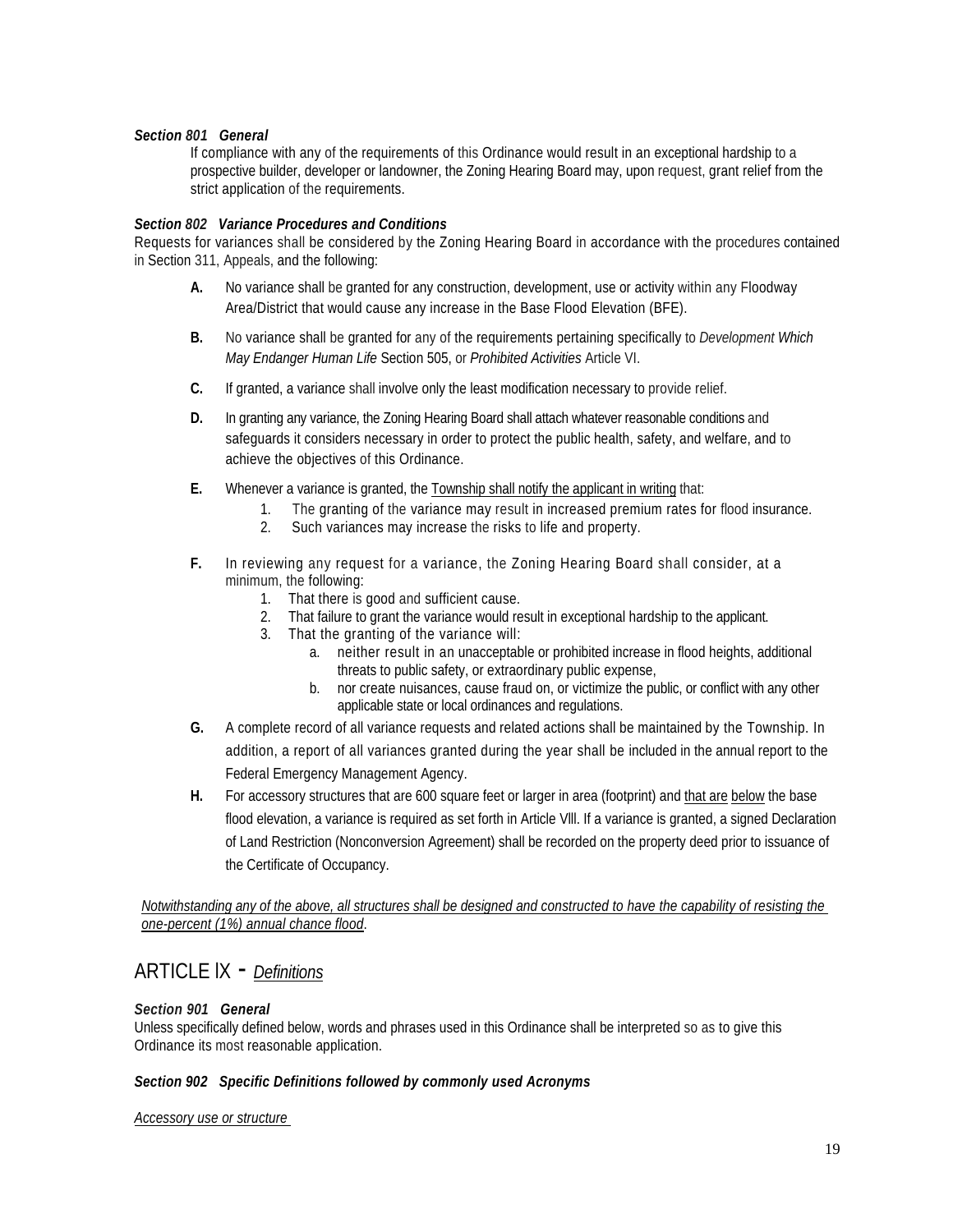***Section 801 General***

If compliance with any of the requirements of this Ordinance would result in an exceptional hardship to a prospective builder, developer or landowner, the Zoning Hearing Board may, upon request, grant relief from the strict application of the requirements.

***Section 802 Variance Procedures and Conditions***

Requests for variances shall be considered by the Zoning Hearing Board in accordance with the procedures contained in Section 311, Appeals, and the following:

**A.** No variance shall be granted for any construction, development, use or activity within any Floodway Area/District that would cause any increase in the Base Flood Elevation (BFE).

**B.** No variance shall be granted for any of the requirements pertaining specifically to *Development Which May Endanger Human Life* Section 505, or *Prohibited Activities* Article VI.

**C.** If granted, a variance shall involve only the least modification necessary to provide relief.

**D.** In granting any variance, the Zoning Hearing Board shall attach whatever reasonable conditions and safeguards it considers necessary in order to protect the public health, safety, and welfare, and to achieve the objectives of this Ordinance.

**E.** Whenever a variance is granted, the <u>Township shall notify the applicant in writing</u> that:

1. The granting of the variance may result in increased premium rates for flood insurance.
2. Such variances may increase the risks to life and property.

**F.** In reviewing any request for a variance, the Zoning Hearing Board shall consider, at a minimum, the following:

1. That there is good and sufficient cause.
2. That failure to grant the variance would result in exceptional hardship to the applicant.
3. That the granting of the variance will:
   a. neither result in an unacceptable or prohibited increase in flood heights, additional threats to public safety, or extraordinary public expense,
   b. nor create nuisances, cause fraud on, or victimize the public, or conflict with any other applicable state or local ordinances and regulations.

**G.** A complete record of all variance requests and related actions shall be maintained by the Township. In addition, a report of all variances granted during the year shall be included in the annual report to the Federal Emergency Management Agency.

**H.** For accessory structures that are 600 square feet or larger in area (footprint) and <u>that are</u> <u>below</u> the base flood elevation, a variance is required as set forth in Article Vlll. If a variance is granted, a signed Declaration of Land Restriction (Nonconversion Agreement) shall be recorded on the property deed prior to issuance of the Certificate of Occupancy.

<u>*Notwithstanding any of the above, all structures shall be designed and constructed to have the capability of resisting the one-percent (1%) annual chance flood*</u>.

# ARTICLE IX - <u>*Definitions*</u>

***Section 901 General***

Unless specifically defined below, words and phrases used in this Ordinance shall be interpreted so as to give this Ordinance its most reasonable application.

***Section 902 Specific Definitions followed by commonly used Acronyms***

<u>*Accessory use or structure*</u>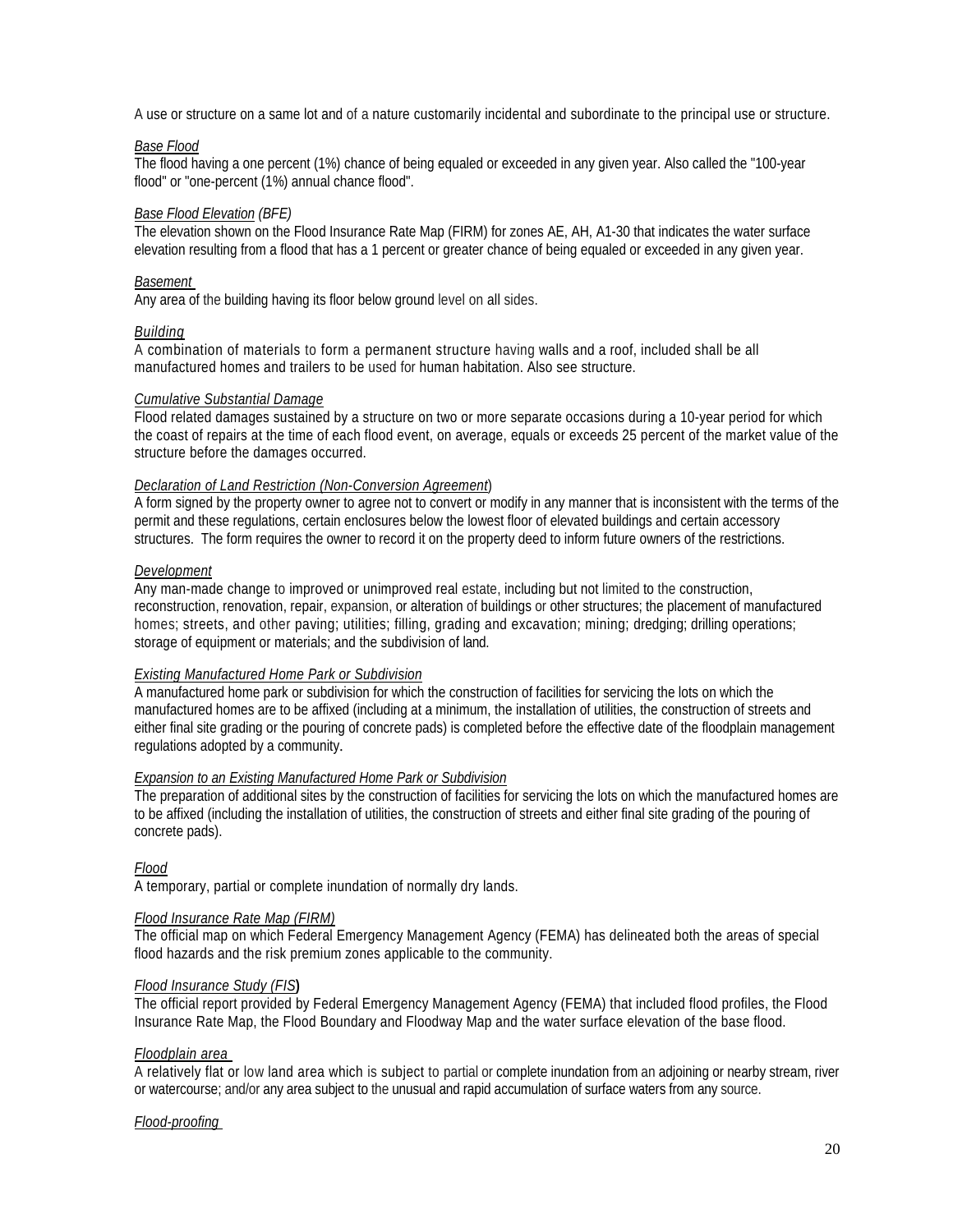A use or structure on a same lot and of a nature customarily incidental and subordinate to the principal use or structure.

*Base Flood*
The flood having a one percent (1%) chance of being equaled or exceeded in any given year. Also called the "100-year flood" or "one-percent (1%) annual chance flood".

*Base Flood Elevation (BFE)*
The elevation shown on the Flood Insurance Rate Map (FIRM) for zones AE, AH, A1-30 that indicates the water surface elevation resulting from a flood that has a 1 percent or greater chance of being equaled or exceeded in any given year.

*Basement*
Any area of the building having its floor below ground level on all sides.

*Building*
A combination of materials to form a permanent structure having walls and a roof, included shall be all manufactured homes and trailers to be used for human habitation. Also see structure.

*Cumulative Substantial Damage*
Flood related damages sustained by a structure on two or more separate occasions during a 10-year period for which the coast of repairs at the time of each flood event, on average, equals or exceeds 25 percent of the market value of the structure before the damages occurred.

*Declaration of Land Restriction (Non-Conversion Agreement)*
A form signed by the property owner to agree not to convert or modify in any manner that is inconsistent with the terms of the permit and these regulations, certain enclosures below the lowest floor of elevated buildings and certain accessory structures. The form requires the owner to record it on the property deed to inform future owners of the restrictions.

*Development*
Any man-made change to improved or unimproved real estate, including but not limited to the construction, reconstruction, renovation, repair, expansion, or alteration of buildings or other structures; the placement of manufactured homes; streets, and other paving; utilities; filling, grading and excavation; mining; dredging; drilling operations; storage of equipment or materials; and the subdivision of land.

*Existing Manufactured Home Park or Subdivision*
A manufactured home park or subdivision for which the construction of facilities for servicing the lots on which the manufactured homes are to be affixed (including at a minimum, the installation of utilities, the construction of streets and either final site grading or the pouring of concrete pads) is completed before the effective date of the floodplain management regulations adopted by a community.

*Expansion to an Existing Manufactured Home Park or Subdivision*
The preparation of additional sites by the construction of facilities for servicing the lots on which the manufactured homes are to be affixed (including the installation of utilities, the construction of streets and either final site grading of the pouring of concrete pads).

*Flood*
A temporary, partial or complete inundation of normally dry lands.

*Flood Insurance Rate Map (FIRM)*
The official map on which Federal Emergency Management Agency (FEMA) has delineated both the areas of special flood hazards and the risk premium zones applicable to the community.

*Flood Insurance Study (FIS)*
The official report provided by Federal Emergency Management Agency (FEMA) that included flood profiles, the Flood Insurance Rate Map, the Flood Boundary and Floodway Map and the water surface elevation of the base flood.

*Floodplain area*
A relatively flat or low land area which is subject to partial or complete inundation from an adjoining or nearby stream, river or watercourse; and/or any area subject to the unusual and rapid accumulation of surface waters from any source.

*Flood-proofing*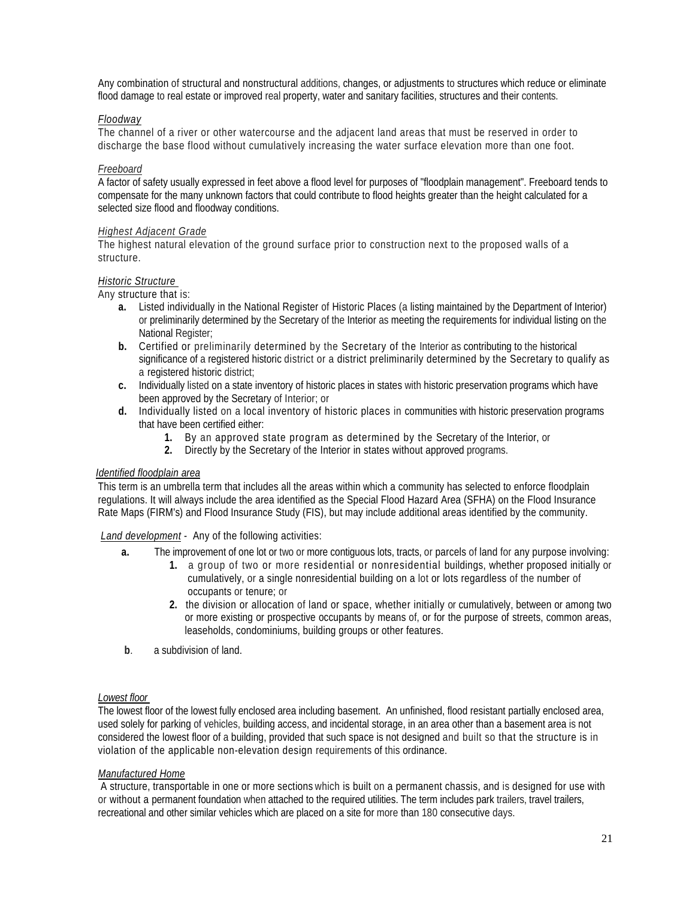Any combination of structural and nonstructural additions, changes, or adjustments to structures which reduce or eliminate flood damage to real estate or improved real property, water and sanitary facilities, structures and their contents.

*Floodway*

The channel of a river or other watercourse and the adjacent land areas that must be reserved in order to discharge the base flood without cumulatively increasing the water surface elevation more than one foot.

*Freeboard*

A factor of safety usually expressed in feet above a flood level for purposes of "floodplain management". Freeboard tends to compensate for the many unknown factors that could contribute to flood heights greater than the height calculated for a selected size flood and floodway conditions.

*Highest Adjacent Grade*

The highest natural elevation of the ground surface prior to construction next to the proposed walls of a structure.

*Historic Structure*

Any structure that is:

- **a.** Listed individually in the National Register of Historic Places (a listing maintained by the Department of Interior) or preliminarily determined by the Secretary of the Interior as meeting the requirements for individual listing on the National Register;
- **b.** Certified or preliminarily determined by the Secretary of the Interior as contributing to the historical significance of a registered historic district or a district preliminarily determined by the Secretary to qualify as a registered historic district;
- **c.** Individually listed on a state inventory of historic places in states with historic preservation programs which have been approved by the Secretary of Interior; or
- **d.** Individually listed on a local inventory of historic places in communities with historic preservation programs that have been certified either:
    - **1.** By an approved state program as determined by the Secretary of the Interior, or
    - **2.** Directly by the Secretary of the Interior in states without approved programs.

*Identified floodplain area*

This term is an umbrella term that includes all the areas within which a community has selected to enforce floodplain regulations. It will always include the area identified as the Special Flood Hazard Area (SFHA) on the Flood Insurance Rate Maps (FIRM's) and Flood Insurance Study (FIS), but may include additional areas identified by the community.

*Land development* - Any of the following activities:

- **a.** The improvement of one lot or two or more contiguous lots, tracts, or parcels of land for any purpose involving:
    - **1.** a group of two or more residential or nonresidential buildings, whether proposed initially or cumulatively, or a single nonresidential building on a lot or lots regardless of the number of occupants or tenure; or
    - **2.** the division or allocation of land or space, whether initially or cumulatively, between or among two or more existing or prospective occupants by means of, or for the purpose of streets, common areas, leaseholds, condominiums, building groups or other features.
- **b**. a subdivision of land.

*Lowest floor*

The lowest floor of the lowest fully enclosed area including basement. An unfinished, flood resistant partially enclosed area, used solely for parking of vehicles, building access, and incidental storage, in an area other than a basement area is not considered the lowest floor of a building, provided that such space is not designed and built so that the structure is in violation of the applicable non-elevation design requirements of this ordinance.

*Manufactured Home*

A structure, transportable in one or more sections which is built on a permanent chassis, and is designed for use with or without a permanent foundation when attached to the required utilities. The term includes park trailers, travel trailers, recreational and other similar vehicles which are placed on a site for more than 180 consecutive days.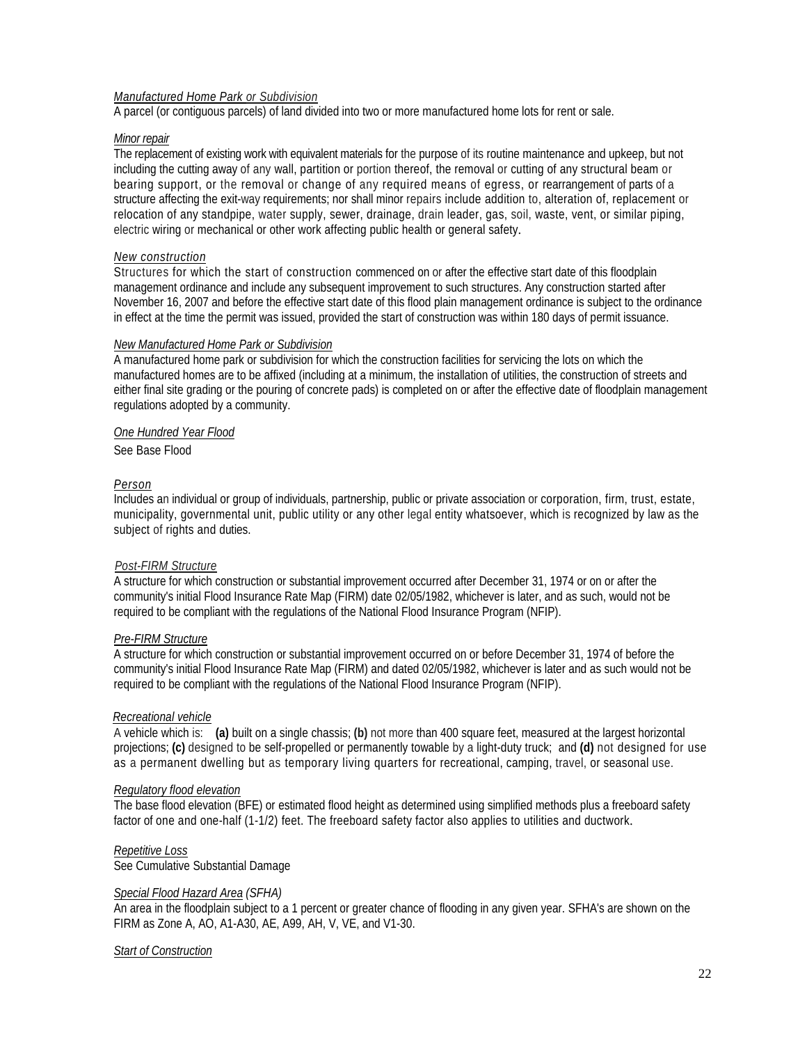*Manufactured Home Park or Subdivision*
A parcel (or contiguous parcels) of land divided into two or more manufactured home lots for rent or sale.

*Minor repair*
The replacement of existing work with equivalent materials for the purpose of its routine maintenance and upkeep, but not including the cutting away of any wall, partition or portion thereof, the removal or cutting of any structural beam or bearing support, or the removal or change of any required means of egress, or rearrangement of parts of a structure affecting the exit-way requirements; nor shall minor repairs include addition to, alteration of, replacement or relocation of any standpipe, water supply, sewer, drainage, drain leader, gas, soil, waste, vent, or similar piping, electric wiring or mechanical or other work affecting public health or general safety.

*New construction*
Structures for which the start of construction commenced on or after the effective start date of this floodplain management ordinance and include any subsequent improvement to such structures. Any construction started after November 16, 2007 and before the effective start date of this flood plain management ordinance is subject to the ordinance in effect at the time the permit was issued, provided the start of construction was within 180 days of permit issuance.

*New Manufactured Home Park or Subdivision*
A manufactured home park or subdivision for which the construction facilities for servicing the lots on which the manufactured homes are to be affixed (including at a minimum, the installation of utilities, the construction of streets and either final site grading or the pouring of concrete pads) is completed on or after the effective date of floodplain management regulations adopted by a community.

*One Hundred Year Flood*
See Base Flood

*Person*
Includes an individual or group of individuals, partnership, public or private association or corporation, firm, trust, estate, municipality, governmental unit, public utility or any other legal entity whatsoever, which is recognized by law as the subject of rights and duties.

*Post-FIRM Structure*
A structure for which construction or substantial improvement occurred after December 31, 1974 or on or after the community's initial Flood Insurance Rate Map (FIRM) date 02/05/1982, whichever is later, and as such, would not be required to be compliant with the regulations of the National Flood Insurance Program (NFIP).

*Pre-FIRM Structure*
A structure for which construction or substantial improvement occurred on or before December 31, 1974 of before the community's initial Flood Insurance Rate Map (FIRM) and dated 02/05/1982, whichever is later and as such would not be required to be compliant with the regulations of the National Flood Insurance Program (NFIP).

*Recreational vehicle*
A vehicle which is: **(a)** built on a single chassis; **(b)** not more than 400 square feet, measured at the largest horizontal projections; **(c)** designed to be self-propelled or permanently towable by a light-duty truck; and **(d)** not designed for use as a permanent dwelling but as temporary living quarters for recreational, camping, travel, or seasonal use.

*Regulatory flood elevation*
The base flood elevation (BFE) or estimated flood height as determined using simplified methods plus a freeboard safety factor of one and one-half (1-1/2) feet. The freeboard safety factor also applies to utilities and ductwork.

*Repetitive Loss*
See Cumulative Substantial Damage

*Special Flood Hazard Area (SFHA)*
An area in the floodplain subject to a 1 percent or greater chance of flooding in any given year. SFHA's are shown on the FIRM as Zone A, AO, A1-A30, AE, A99, AH, V, VE, and V1-30.

*Start of Construction*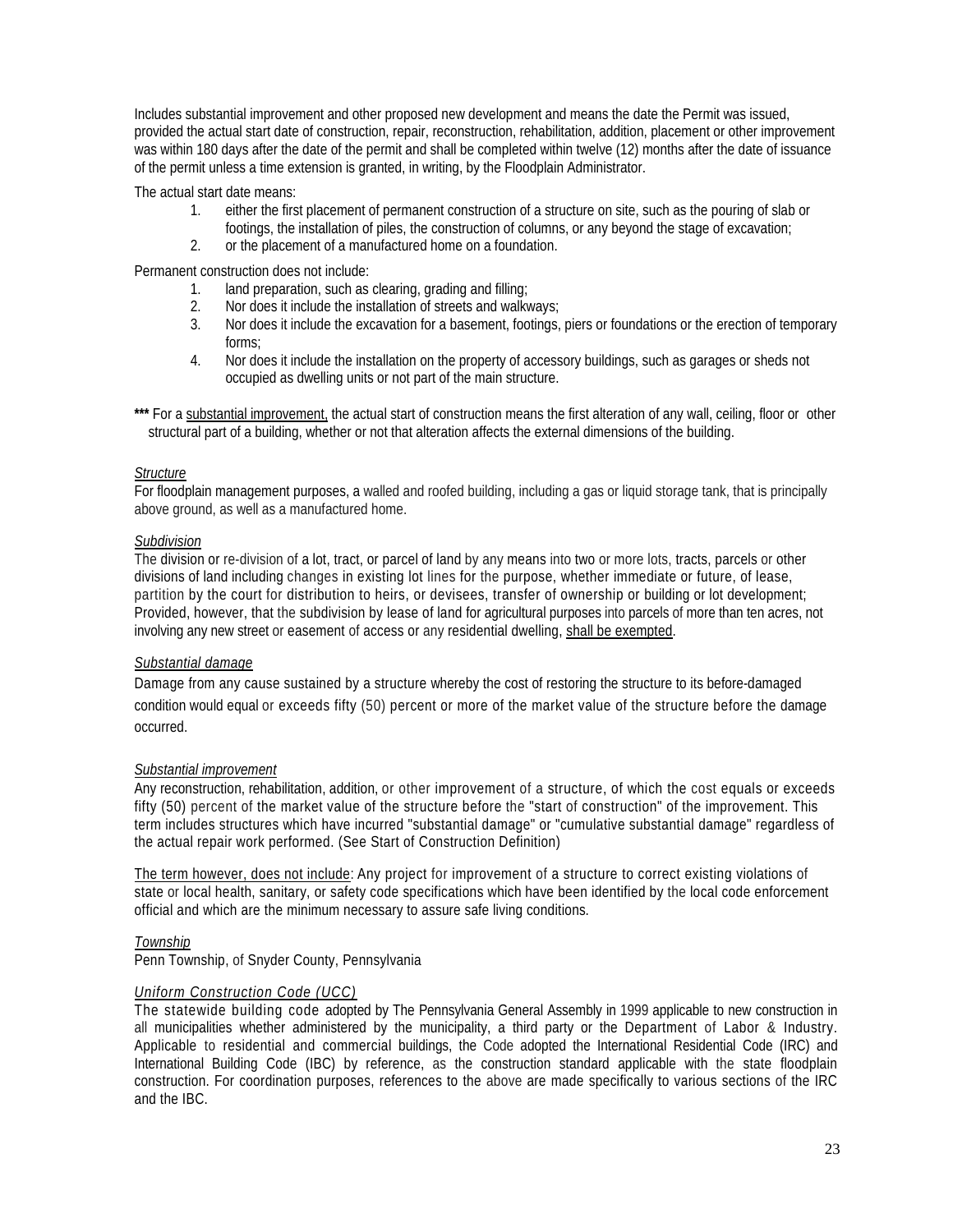Includes substantial improvement and other proposed new development and means the date the Permit was issued, provided the actual start date of construction, repair, reconstruction, rehabilitation, addition, placement or other improvement was within 180 days after the date of the permit and shall be completed within twelve (12) months after the date of issuance of the permit unless a time extension is granted, in writing, by the Floodplain Administrator.

The actual start date means:

1. either the first placement of permanent construction of a structure on site, such as the pouring of slab or footings, the installation of piles, the construction of columns, or any beyond the stage of excavation;
2. or the placement of a manufactured home on a foundation.

Permanent construction does not include:

1. land preparation, such as clearing, grading and filling;
2. Nor does it include the installation of streets and walkways;
3. Nor does it include the excavation for a basement, footings, piers or foundations or the erection of temporary forms;
4. Nor does it include the installation on the property of accessory buildings, such as garages or sheds not occupied as dwelling units or not part of the main structure.

**\*\*\*** For a <u>substantial improvement,</u> the actual start of construction means the first alteration of any wall, ceiling, floor or other structural part of a building, whether or not that alteration affects the external dimensions of the building.

*<u>Structure</u>*

For floodplain management purposes, a walled and roofed building, including a gas or liquid storage tank, that is principally above ground, as well as a manufactured home.

*<u>Subdivision</u>*

The division or re-division of a lot, tract, or parcel of land by any means into two or more lots, tracts, parcels or other divisions of land including changes in existing lot lines for the purpose, whether immediate or future, of lease, partition by the court for distribution to heirs, or devisees, transfer of ownership or building or lot development; Provided, however, that the subdivision by lease of land for agricultural purposes into parcels of more than ten acres, not involving any new street or easement of access or any residential dwelling, <u>shall be exempted</u>.

*<u>Substantial damage</u>*

Damage from any cause sustained by a structure whereby the cost of restoring the structure to its before-damaged condition would equal or exceeds fifty (50) percent or more of the market value of the structure before the damage occurred.

*<u>Substantial improvement</u>*

Any reconstruction, rehabilitation, addition, or other improvement of a structure, of which the cost equals or exceeds fifty (50) percent of the market value of the structure before the "start of construction" of the improvement. This term includes structures which have incurred "substantial damage" or "cumulative substantial damage" regardless of the actual repair work performed. (See Start of Construction Definition)

<u>The term however, does not include</u>: Any project for improvement of a structure to correct existing violations of state or local health, sanitary, or safety code specifications which have been identified by the local code enforcement official and which are the minimum necessary to assure safe living conditions.

*<u>Township</u>*

Penn Township, of Snyder County, Pennsylvania

*<u>Uniform Construction Code (UCC)</u>*

The statewide building code adopted by The Pennsylvania General Assembly in 1999 applicable to new construction in all municipalities whether administered by the municipality, a third party or the Department of Labor & Industry. Applicable to residential and commercial buildings, the Code adopted the International Residential Code (IRC) and International Building Code (IBC) by reference, as the construction standard applicable with the state floodplain construction. For coordination purposes, references to the above are made specifically to various sections of the IRC and the IBC.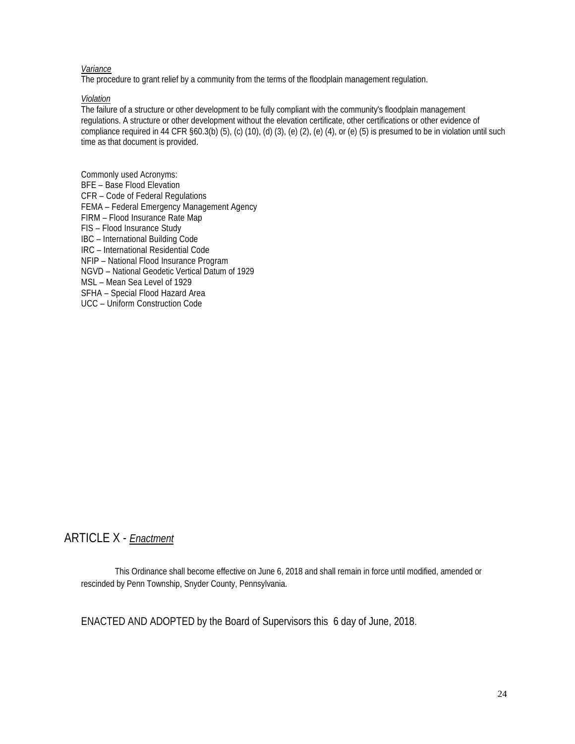*Variance*
The procedure to grant relief by a community from the terms of the floodplain management regulation.

*Violation*
The failure of a structure or other development to be fully compliant with the community's floodplain management regulations. A structure or other development without the elevation certificate, other certifications or other evidence of compliance required in 44 CFR §60.3(b) (5), (c) (10), (d) (3), (e) (2), (e) (4), or (e) (5) is presumed to be in violation until such time as that document is provided.

Commonly used Acronyms:
BFE – Base Flood Elevation
CFR – Code of Federal Regulations
FEMA – Federal Emergency Management Agency
FIRM – Flood Insurance Rate Map
FIS – Flood Insurance Study
IBC – International Building Code
IRC – International Residential Code
NFIP – National Flood Insurance Program
NGVD – National Geodetic Vertical Datum of 1929
MSL – Mean Sea Level of 1929
SFHA – Special Flood Hazard Area
UCC – Uniform Construction Code

## ARTICLE X - *Enactment*

This Ordinance shall become effective on June 6, 2018 and shall remain in force until modified, amended or rescinded by Penn Township, Snyder County, Pennsylvania.

ENACTED AND ADOPTED by the Board of Supervisors this 6 day of June, 2018.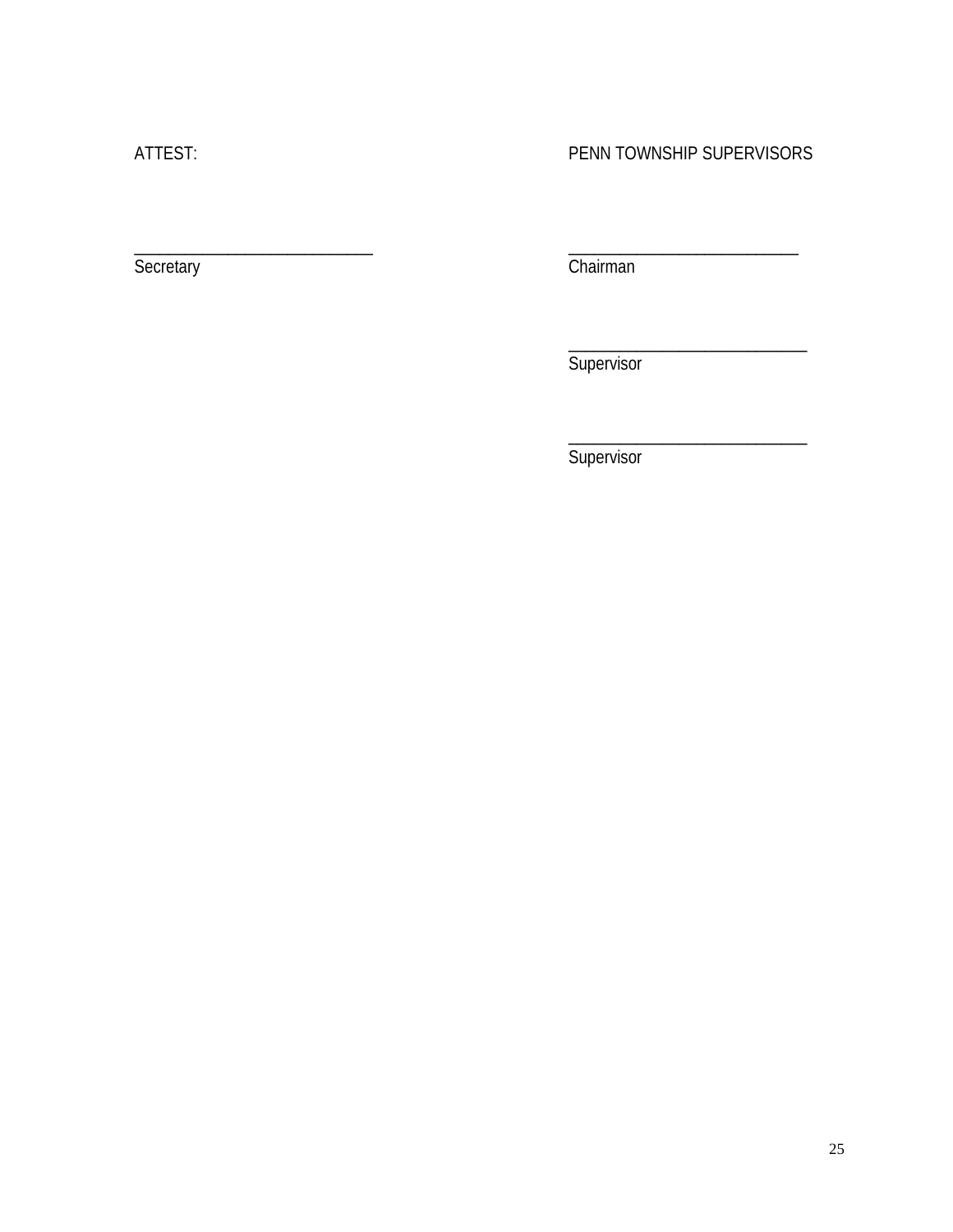ATTEST: PENN TOWNSHIP SUPERVISORS

_____________________________ 
Secretary

_____________________________ 
Chairman

_____________________________ 
Supervisor

_____________________________ 
Supervisor